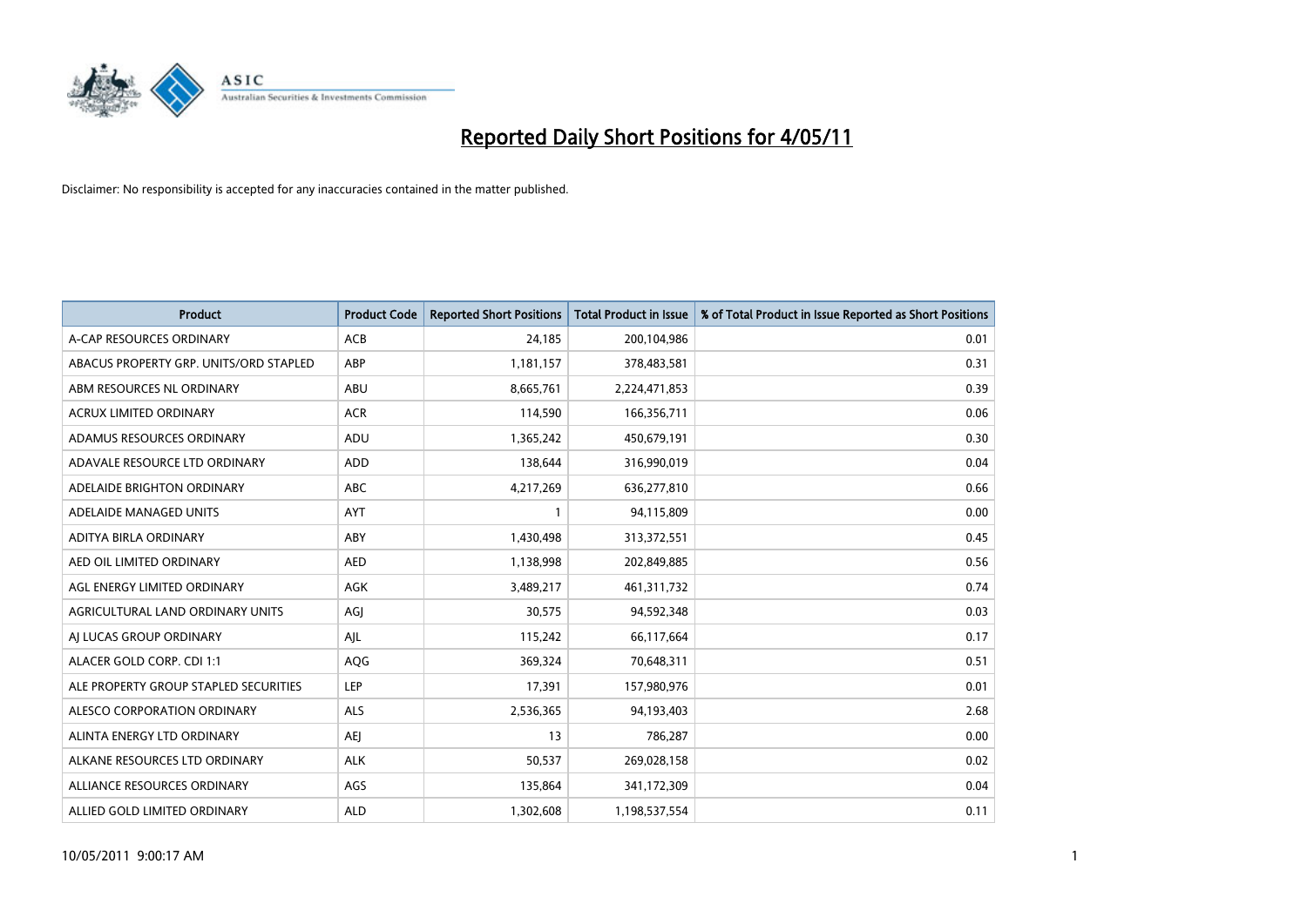# Reported Daily Short Positions for 4/05/11

Disclaimer: No responsibility is accepted for any inaccuracies contained in the matter published.

| Product | Product Code | Reported Short Positions | Total Product in Issue | % of Total Product in Issue Reported as Short Positions |
|---|---|---|---|---|
| A-CAP RESOURCES ORDINARY | ACB | 24,185 | 200,104,986 | 0.01 |
| ABACUS PROPERTY GRP. UNITS/ORD STAPLED | ABP | 1,181,157 | 378,483,581 | 0.31 |
| ABM RESOURCES NL ORDINARY | ABU | 8,665,761 | 2,224,471,853 | 0.39 |
| ACRUX LIMITED ORDINARY | ACR | 114,590 | 166,356,711 | 0.06 |
| ADAMUS RESOURCES ORDINARY | ADU | 1,365,242 | 450,679,191 | 0.30 |
| ADAVALE RESOURCE LTD ORDINARY | ADD | 138,644 | 316,990,019 | 0.04 |
| ADELAIDE BRIGHTON ORDINARY | ABC | 4,217,269 | 636,277,810 | 0.66 |
| ADELAIDE MANAGED UNITS | AYT | 1 | 94,115,809 | 0.00 |
| ADITYA BIRLA ORDINARY | ABY | 1,430,498 | 313,372,551 | 0.45 |
| AED OIL LIMITED ORDINARY | AED | 1,138,998 | 202,849,885 | 0.56 |
| AGL ENERGY LIMITED ORDINARY | AGK | 3,489,217 | 461,311,732 | 0.74 |
| AGRICULTURAL LAND ORDINARY UNITS | AGJ | 30,575 | 94,592,348 | 0.03 |
| AJ LUCAS GROUP ORDINARY | AJL | 115,242 | 66,117,664 | 0.17 |
| ALACER GOLD CORP. CDI 1:1 | AQG | 369,324 | 70,648,311 | 0.51 |
| ALE PROPERTY GROUP STAPLED SECURITIES | LEP | 17,391 | 157,980,976 | 0.01 |
| ALESCO CORPORATION ORDINARY | ALS | 2,536,365 | 94,193,403 | 2.68 |
| ALINTA ENERGY LTD ORDINARY | AEJ | 13 | 786,287 | 0.00 |
| ALKANE RESOURCES LTD ORDINARY | ALK | 50,537 | 269,028,158 | 0.02 |
| ALLIANCE RESOURCES ORDINARY | AGS | 135,864 | 341,172,309 | 0.04 |
| ALLIED GOLD LIMITED ORDINARY | ALD | 1,302,608 | 1,198,537,554 | 0.11 |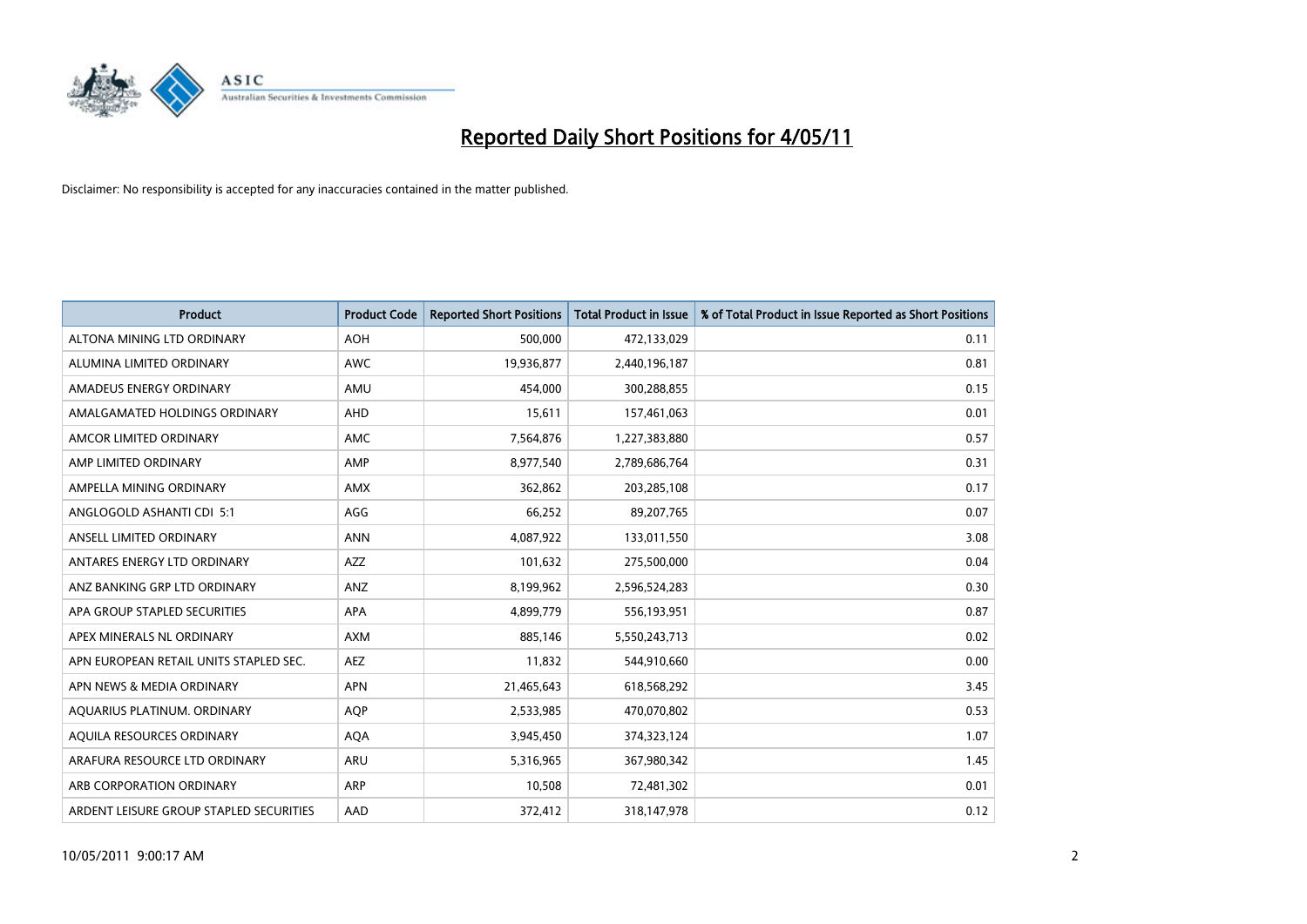# Reported Daily Short Positions for 4/05/11

Disclaimer: No responsibility is accepted for any inaccuracies contained in the matter published.

| Product | Product Code | Reported Short Positions | Total Product in Issue | % of Total Product in Issue Reported as Short Positions |
|---|---|---|---|---|
| ALTONA MINING LTD ORDINARY | AOH | 500,000 | 472,133,029 | 0.11 |
| ALUMINA LIMITED ORDINARY | AWC | 19,936,877 | 2,440,196,187 | 0.81 |
| AMADEUS ENERGY ORDINARY | AMU | 454,000 | 300,288,855 | 0.15 |
| AMALGAMATED HOLDINGS ORDINARY | AHD | 15,611 | 157,461,063 | 0.01 |
| AMCOR LIMITED ORDINARY | AMC | 7,564,876 | 1,227,383,880 | 0.57 |
| AMP LIMITED ORDINARY | AMP | 8,977,540 | 2,789,686,764 | 0.31 |
| AMPELLA MINING ORDINARY | AMX | 362,862 | 203,285,108 | 0.17 |
| ANGLOGOLD ASHANTI CDI 5:1 | AGG | 66,252 | 89,207,765 | 0.07 |
| ANSELL LIMITED ORDINARY | ANN | 4,087,922 | 133,011,550 | 3.08 |
| ANTARES ENERGY LTD ORDINARY | AZZ | 101,632 | 275,500,000 | 0.04 |
| ANZ BANKING GRP LTD ORDINARY | ANZ | 8,199,962 | 2,596,524,283 | 0.30 |
| APA GROUP STAPLED SECURITIES | APA | 4,899,779 | 556,193,951 | 0.87 |
| APEX MINERALS NL ORDINARY | AXM | 885,146 | 5,550,243,713 | 0.02 |
| APN EUROPEAN RETAIL UNITS STAPLED SEC. | AEZ | 11,832 | 544,910,660 | 0.00 |
| APN NEWS & MEDIA ORDINARY | APN | 21,465,643 | 618,568,292 | 3.45 |
| AQUARIUS PLATINUM. ORDINARY | AQP | 2,533,985 | 470,070,802 | 0.53 |
| AQUILA RESOURCES ORDINARY | AQA | 3,945,450 | 374,323,124 | 1.07 |
| ARAFURA RESOURCE LTD ORDINARY | ARU | 5,316,965 | 367,980,342 | 1.45 |
| ARB CORPORATION ORDINARY | ARP | 10,508 | 72,481,302 | 0.01 |
| ARDENT LEISURE GROUP STAPLED SECURITIES | AAD | 372,412 | 318,147,978 | 0.12 |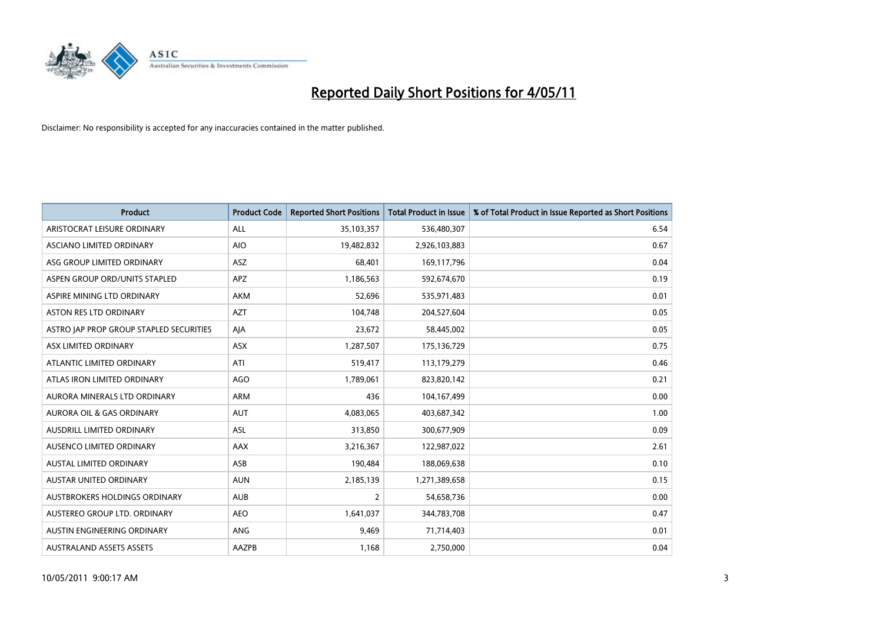# Reported Daily Short Positions for 4/05/11

Disclaimer: No responsibility is accepted for any inaccuracies contained in the matter published.

| Product | Product Code | Reported Short Positions | Total Product in Issue | % of Total Product in Issue Reported as Short Positions |
|---|---|---|---|---|
| ARISTOCRAT LEISURE ORDINARY | ALL | 35,103,357 | 536,480,307 | 6.54 |
| ASCIANO LIMITED ORDINARY | AIO | 19,482,832 | 2,926,103,883 | 0.67 |
| ASG GROUP LIMITED ORDINARY | ASZ | 68,401 | 169,117,796 | 0.04 |
| ASPEN GROUP ORD/UNITS STAPLED | APZ | 1,186,563 | 592,674,670 | 0.19 |
| ASPIRE MINING LTD ORDINARY | AKM | 52,696 | 535,971,483 | 0.01 |
| ASTON RES LTD ORDINARY | AZT | 104,748 | 204,527,604 | 0.05 |
| ASTRO JAP PROP GROUP STAPLED SECURITIES | AJA | 23,672 | 58,445,002 | 0.05 |
| ASX LIMITED ORDINARY | ASX | 1,287,507 | 175,136,729 | 0.75 |
| ATLANTIC LIMITED ORDINARY | ATI | 519,417 | 113,179,279 | 0.46 |
| ATLAS IRON LIMITED ORDINARY | AGO | 1,789,061 | 823,820,142 | 0.21 |
| AURORA MINERALS LTD ORDINARY | ARM | 436 | 104,167,499 | 0.00 |
| AURORA OIL & GAS ORDINARY | AUT | 4,083,065 | 403,687,342 | 1.00 |
| AUSDRILL LIMITED ORDINARY | ASL | 313,850 | 300,677,909 | 0.09 |
| AUSENCO LIMITED ORDINARY | AAX | 3,216,367 | 122,987,022 | 2.61 |
| AUSTAL LIMITED ORDINARY | ASB | 190,484 | 188,069,638 | 0.10 |
| AUSTAR UNITED ORDINARY | AUN | 2,185,139 | 1,271,389,658 | 0.15 |
| AUSTBROKERS HOLDINGS ORDINARY | AUB | 2 | 54,658,736 | 0.00 |
| AUSTEREO GROUP LTD. ORDINARY | AEO | 1,641,037 | 344,783,708 | 0.47 |
| AUSTIN ENGINEERING ORDINARY | ANG | 9,469 | 71,714,403 | 0.01 |
| AUSTRALAND ASSETS ASSETS | AAZPB | 1,168 | 2,750,000 | 0.04 |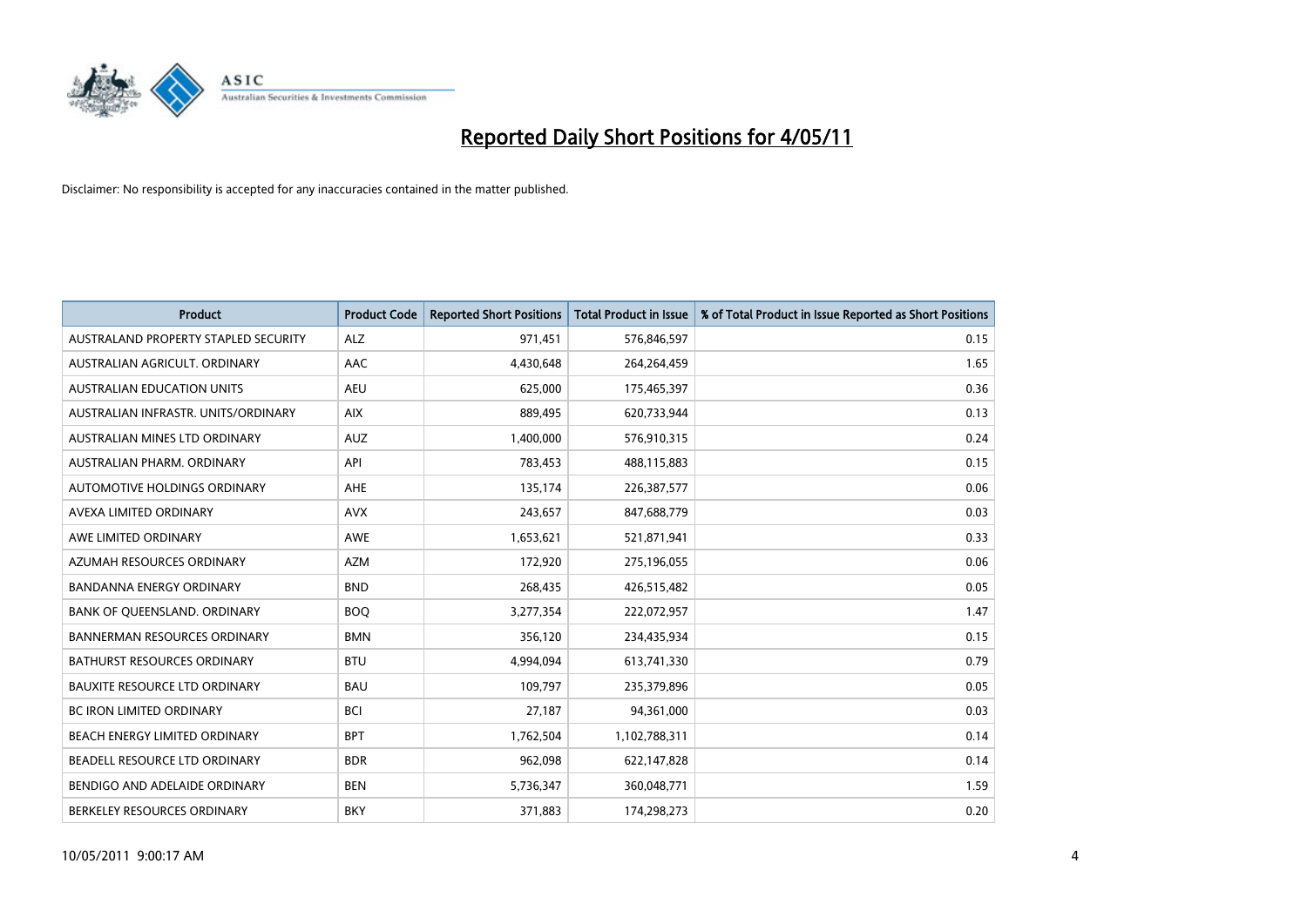# Reported Daily Short Positions for 4/05/11

Disclaimer: No responsibility is accepted for any inaccuracies contained in the matter published.

| Product | Product Code | Reported Short Positions | Total Product in Issue | % of Total Product in Issue Reported as Short Positions |
|---|---|---|---|---|
| AUSTRALAND PROPERTY STAPLED SECURITY | ALZ | 971,451 | 576,846,597 | 0.15 |
| AUSTRALIAN AGRICULT. ORDINARY | AAC | 4,430,648 | 264,264,459 | 1.65 |
| AUSTRALIAN EDUCATION UNITS | AEU | 625,000 | 175,465,397 | 0.36 |
| AUSTRALIAN INFRASTR. UNITS/ORDINARY | AIX | 889,495 | 620,733,944 | 0.13 |
| AUSTRALIAN MINES LTD ORDINARY | AUZ | 1,400,000 | 576,910,315 | 0.24 |
| AUSTRALIAN PHARM. ORDINARY | API | 783,453 | 488,115,883 | 0.15 |
| AUTOMOTIVE HOLDINGS ORDINARY | AHE | 135,174 | 226,387,577 | 0.06 |
| AVEXA LIMITED ORDINARY | AVX | 243,657 | 847,688,779 | 0.03 |
| AWE LIMITED ORDINARY | AWE | 1,653,621 | 521,871,941 | 0.33 |
| AZUMAH RESOURCES ORDINARY | AZM | 172,920 | 275,196,055 | 0.06 |
| BANDANNA ENERGY ORDINARY | BND | 268,435 | 426,515,482 | 0.05 |
| BANK OF QUEENSLAND. ORDINARY | BOQ | 3,277,354 | 222,072,957 | 1.47 |
| BANNERMAN RESOURCES ORDINARY | BMN | 356,120 | 234,435,934 | 0.15 |
| BATHURST RESOURCES ORDINARY | BTU | 4,994,094 | 613,741,330 | 0.79 |
| BAUXITE RESOURCE LTD ORDINARY | BAU | 109,797 | 235,379,896 | 0.05 |
| BC IRON LIMITED ORDINARY | BCI | 27,187 | 94,361,000 | 0.03 |
| BEACH ENERGY LIMITED ORDINARY | BPT | 1,762,504 | 1,102,788,311 | 0.14 |
| BEADELL RESOURCE LTD ORDINARY | BDR | 962,098 | 622,147,828 | 0.14 |
| BENDIGO AND ADELAIDE ORDINARY | BEN | 5,736,347 | 360,048,771 | 1.59 |
| BERKELEY RESOURCES ORDINARY | BKY | 371,883 | 174,298,273 | 0.20 |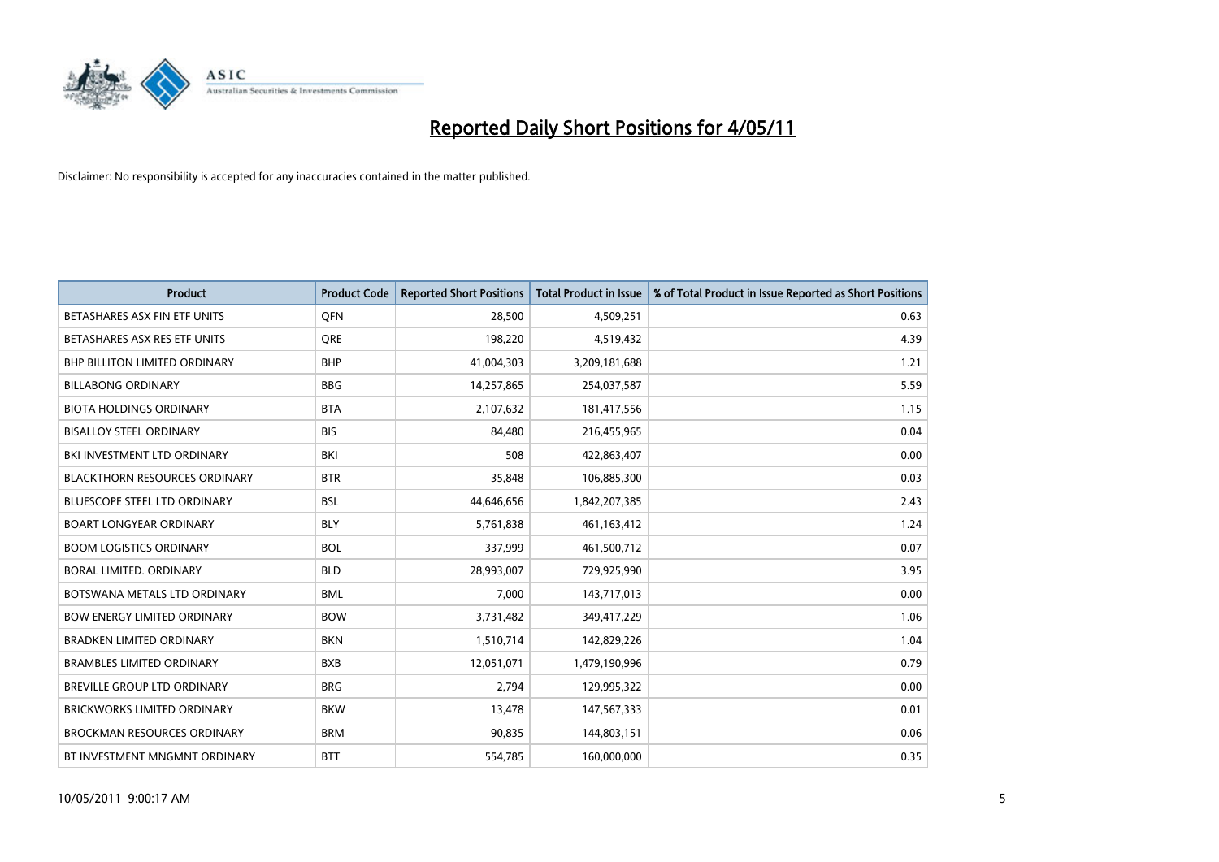# Reported Daily Short Positions for 4/05/11

Disclaimer: No responsibility is accepted for any inaccuracies contained in the matter published.

| Product | Product Code | Reported Short Positions | Total Product in Issue | % of Total Product in Issue Reported as Short Positions |
|---|---|---|---|---|
| BETASHARES ASX FIN ETF UNITS | QFN | 28,500 | 4,509,251 | 0.63 |
| BETASHARES ASX RES ETF UNITS | QRE | 198,220 | 4,519,432 | 4.39 |
| BHP BILLITON LIMITED ORDINARY | BHP | 41,004,303 | 3,209,181,688 | 1.21 |
| BILLABONG ORDINARY | BBG | 14,257,865 | 254,037,587 | 5.59 |
| BIOTA HOLDINGS ORDINARY | BTA | 2,107,632 | 181,417,556 | 1.15 |
| BISALLOY STEEL ORDINARY | BIS | 84,480 | 216,455,965 | 0.04 |
| BKI INVESTMENT LTD ORDINARY | BKI | 508 | 422,863,407 | 0.00 |
| BLACKTHORN RESOURCES ORDINARY | BTR | 35,848 | 106,885,300 | 0.03 |
| BLUESCOPE STEEL LTD ORDINARY | BSL | 44,646,656 | 1,842,207,385 | 2.43 |
| BOART LONGYEAR ORDINARY | BLY | 5,761,838 | 461,163,412 | 1.24 |
| BOOM LOGISTICS ORDINARY | BOL | 337,999 | 461,500,712 | 0.07 |
| BORAL LIMITED. ORDINARY | BLD | 28,993,007 | 729,925,990 | 3.95 |
| BOTSWANA METALS LTD ORDINARY | BML | 7,000 | 143,717,013 | 0.00 |
| BOW ENERGY LIMITED ORDINARY | BOW | 3,731,482 | 349,417,229 | 1.06 |
| BRADKEN LIMITED ORDINARY | BKN | 1,510,714 | 142,829,226 | 1.04 |
| BRAMBLES LIMITED ORDINARY | BXB | 12,051,071 | 1,479,190,996 | 0.79 |
| BREVILLE GROUP LTD ORDINARY | BRG | 2,794 | 129,995,322 | 0.00 |
| BRICKWORKS LIMITED ORDINARY | BKW | 13,478 | 147,567,333 | 0.01 |
| BROCKMAN RESOURCES ORDINARY | BRM | 90,835 | 144,803,151 | 0.06 |
| BT INVESTMENT MNGMNT ORDINARY | BTT | 554,785 | 160,000,000 | 0.35 |

10/05/2011 9:00:17 AM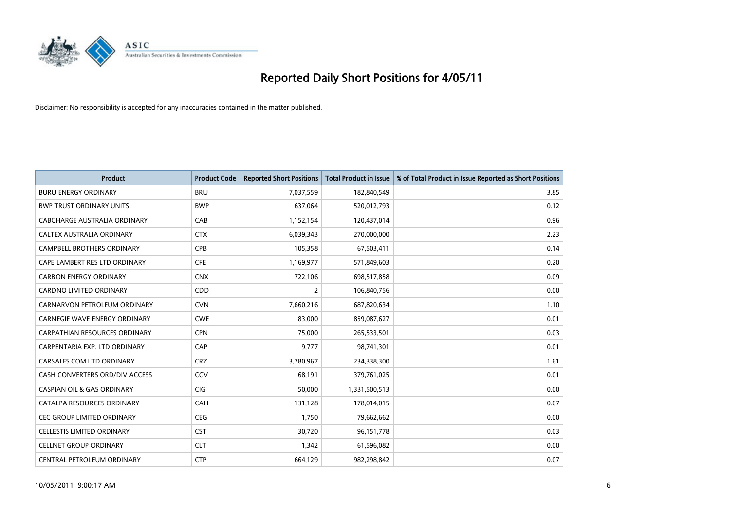# Reported Daily Short Positions for 4/05/11

Disclaimer: No responsibility is accepted for any inaccuracies contained in the matter published.

| Product | Product Code | Reported Short Positions | Total Product in Issue | % of Total Product in Issue Reported as Short Positions |
|---|---|---|---|---|
| BURU ENERGY ORDINARY | BRU | 7,037,559 | 182,840,549 | 3.85 |
| BWP TRUST ORDINARY UNITS | BWP | 637,064 | 520,012,793 | 0.12 |
| CABCHARGE AUSTRALIA ORDINARY | CAB | 1,152,154 | 120,437,014 | 0.96 |
| CALTEX AUSTRALIA ORDINARY | CTX | 6,039,343 | 270,000,000 | 2.23 |
| CAMPBELL BROTHERS ORDINARY | CPB | 105,358 | 67,503,411 | 0.14 |
| CAPE LAMBERT RES LTD ORDINARY | CFE | 1,169,977 | 571,849,603 | 0.20 |
| CARBON ENERGY ORDINARY | CNX | 722,106 | 698,517,858 | 0.09 |
| CARDNO LIMITED ORDINARY | CDD | 2 | 106,840,756 | 0.00 |
| CARNARVON PETROLEUM ORDINARY | CVN | 7,660,216 | 687,820,634 | 1.10 |
| CARNEGIE WAVE ENERGY ORDINARY | CWE | 83,000 | 859,087,627 | 0.01 |
| CARPATHIAN RESOURCES ORDINARY | CPN | 75,000 | 265,533,501 | 0.03 |
| CARPENTARIA EXP. LTD ORDINARY | CAP | 9,777 | 98,741,301 | 0.01 |
| CARSALES.COM LTD ORDINARY | CRZ | 3,780,967 | 234,338,300 | 1.61 |
| CASH CONVERTERS ORD/DIV ACCESS | CCV | 68,191 | 379,761,025 | 0.01 |
| CASPIAN OIL & GAS ORDINARY | CIG | 50,000 | 1,331,500,513 | 0.00 |
| CATALPA RESOURCES ORDINARY | CAH | 131,128 | 178,014,015 | 0.07 |
| CEC GROUP LIMITED ORDINARY | CEG | 1,750 | 79,662,662 | 0.00 |
| CELLESTIS LIMITED ORDINARY | CST | 30,720 | 96,151,778 | 0.03 |
| CELLNET GROUP ORDINARY | CLT | 1,342 | 61,596,082 | 0.00 |
| CENTRAL PETROLEUM ORDINARY | CTP | 664,129 | 982,298,842 | 0.07 |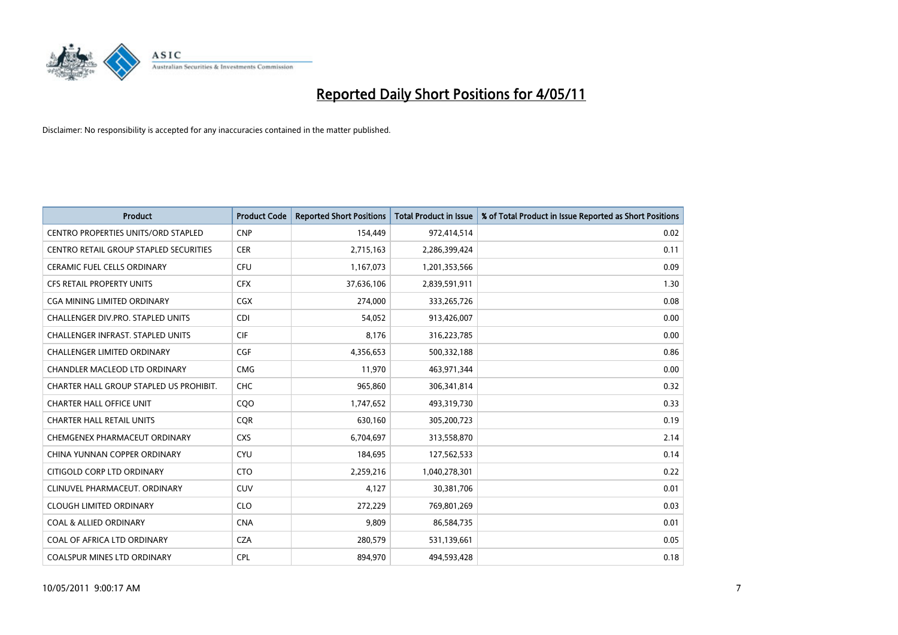# Reported Daily Short Positions for 4/05/11

Disclaimer: No responsibility is accepted for any inaccuracies contained in the matter published.

| Product | Product Code | Reported Short Positions | Total Product in Issue | % of Total Product in Issue Reported as Short Positions |
|---|---|---|---|---|
| CENTRO PROPERTIES UNITS/ORD STAPLED | CNP | 154,449 | 972,414,514 | 0.02 |
| CENTRO RETAIL GROUP STAPLED SECURITIES | CER | 2,715,163 | 2,286,399,424 | 0.11 |
| CERAMIC FUEL CELLS ORDINARY | CFU | 1,167,073 | 1,201,353,566 | 0.09 |
| CFS RETAIL PROPERTY UNITS | CFX | 37,636,106 | 2,839,591,911 | 1.30 |
| CGA MINING LIMITED ORDINARY | CGX | 274,000 | 333,265,726 | 0.08 |
| CHALLENGER DIV.PRO. STAPLED UNITS | CDI | 54,052 | 913,426,007 | 0.00 |
| CHALLENGER INFRAST. STAPLED UNITS | CIF | 8,176 | 316,223,785 | 0.00 |
| CHALLENGER LIMITED ORDINARY | CGF | 4,356,653 | 500,332,188 | 0.86 |
| CHANDLER MACLEOD LTD ORDINARY | CMG | 11,970 | 463,971,344 | 0.00 |
| CHARTER HALL GROUP STAPLED US PROHIBIT. | CHC | 965,860 | 306,341,814 | 0.32 |
| CHARTER HALL OFFICE UNIT | CQO | 1,747,652 | 493,319,730 | 0.33 |
| CHARTER HALL RETAIL UNITS | CQR | 630,160 | 305,200,723 | 0.19 |
| CHEMGENEX PHARMACEUT ORDINARY | CXS | 6,704,697 | 313,558,870 | 2.14 |
| CHINA YUNNAN COPPER ORDINARY | CYU | 184,695 | 127,562,533 | 0.14 |
| CITIGOLD CORP LTD ORDINARY | CTO | 2,259,216 | 1,040,278,301 | 0.22 |
| CLINUVEL PHARMACEUT. ORDINARY | CUV | 4,127 | 30,381,706 | 0.01 |
| CLOUGH LIMITED ORDINARY | CLO | 272,229 | 769,801,269 | 0.03 |
| COAL & ALLIED ORDINARY | CNA | 9,809 | 86,584,735 | 0.01 |
| COAL OF AFRICA LTD ORDINARY | CZA | 280,579 | 531,139,661 | 0.05 |
| COALSPUR MINES LTD ORDINARY | CPL | 894,970 | 494,593,428 | 0.18 |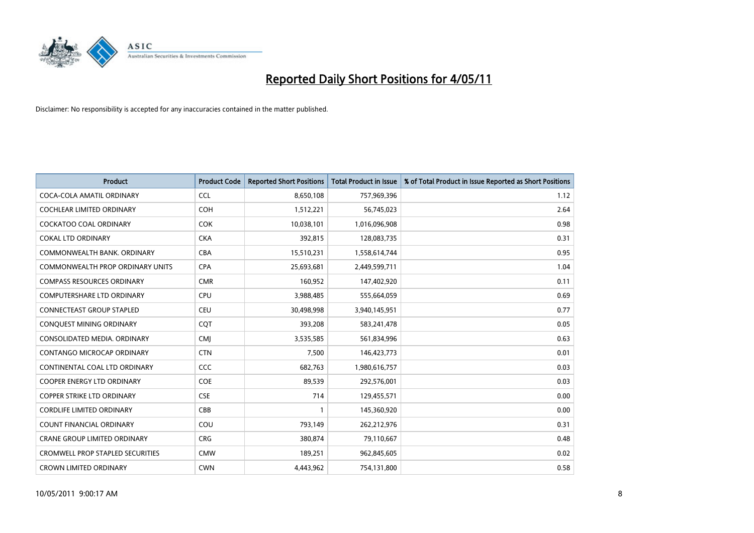# Reported Daily Short Positions for 4/05/11

Disclaimer: No responsibility is accepted for any inaccuracies contained in the matter published.

| Product | Product Code | Reported Short Positions | Total Product in Issue | % of Total Product in Issue Reported as Short Positions |
|---|---|---|---|---|
| COCA-COLA AMATIL ORDINARY | CCL | 8,650,108 | 757,969,396 | 1.12 |
| COCHLEAR LIMITED ORDINARY | COH | 1,512,221 | 56,745,023 | 2.64 |
| COCKATOO COAL ORDINARY | COK | 10,038,101 | 1,016,096,908 | 0.98 |
| COKAL LTD ORDINARY | CKA | 392,815 | 128,083,735 | 0.31 |
| COMMONWEALTH BANK. ORDINARY | CBA | 15,510,231 | 1,558,614,744 | 0.95 |
| COMMONWEALTH PROP ORDINARY UNITS | CPA | 25,693,681 | 2,449,599,711 | 1.04 |
| COMPASS RESOURCES ORDINARY | CMR | 160,952 | 147,402,920 | 0.11 |
| COMPUTERSHARE LTD ORDINARY | CPU | 3,988,485 | 555,664,059 | 0.69 |
| CONNECTEAST GROUP STAPLED | CEU | 30,498,998 | 3,940,145,951 | 0.77 |
| CONQUEST MINING ORDINARY | CQT | 393,208 | 583,241,478 | 0.05 |
| CONSOLIDATED MEDIA. ORDINARY | CMJ | 3,535,585 | 561,834,996 | 0.63 |
| CONTANGO MICROCAP ORDINARY | CTN | 7,500 | 146,423,773 | 0.01 |
| CONTINENTAL COAL LTD ORDINARY | CCC | 682,763 | 1,980,616,757 | 0.03 |
| COOPER ENERGY LTD ORDINARY | COE | 89,539 | 292,576,001 | 0.03 |
| COPPER STRIKE LTD ORDINARY | CSE | 714 | 129,455,571 | 0.00 |
| CORDLIFE LIMITED ORDINARY | CBB | 1 | 145,360,920 | 0.00 |
| COUNT FINANCIAL ORDINARY | COU | 793,149 | 262,212,976 | 0.31 |
| CRANE GROUP LIMITED ORDINARY | CRG | 380,874 | 79,110,667 | 0.48 |
| CROMWELL PROP STAPLED SECURITIES | CMW | 189,251 | 962,845,605 | 0.02 |
| CROWN LIMITED ORDINARY | CWN | 4,443,962 | 754,131,800 | 0.58 |

10/05/2011 9:00:17 AM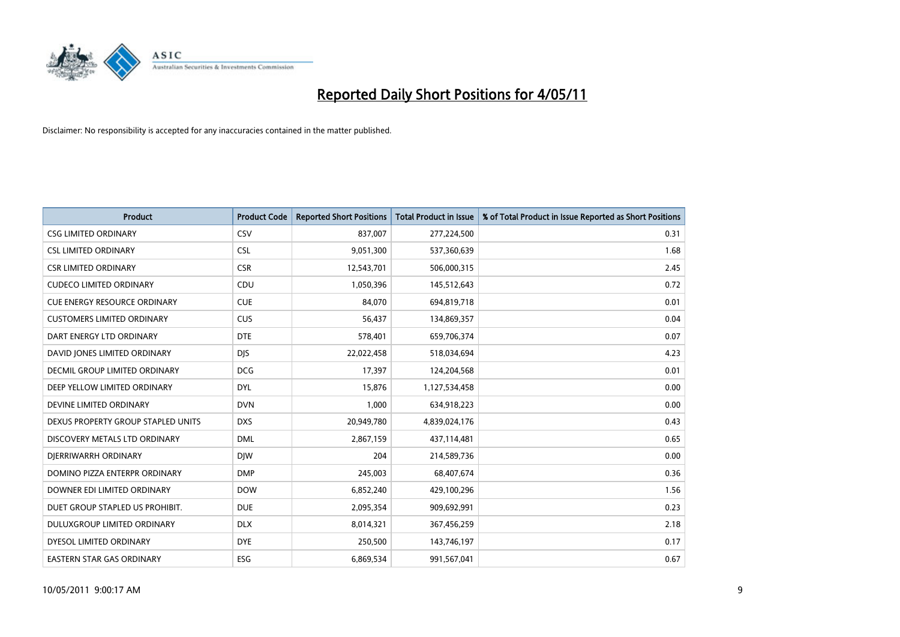# Reported Daily Short Positions for 4/05/11

Disclaimer: No responsibility is accepted for any inaccuracies contained in the matter published.

| Product | Product Code | Reported Short Positions | Total Product in Issue | % of Total Product in Issue Reported as Short Positions |
|---|---|---|---|---|
| CSG LIMITED ORDINARY | CSV | 837,007 | 277,224,500 | 0.31 |
| CSL LIMITED ORDINARY | CSL | 9,051,300 | 537,360,639 | 1.68 |
| CSR LIMITED ORDINARY | CSR | 12,543,701 | 506,000,315 | 2.45 |
| CUDECO LIMITED ORDINARY | CDU | 1,050,396 | 145,512,643 | 0.72 |
| CUE ENERGY RESOURCE ORDINARY | CUE | 84,070 | 694,819,718 | 0.01 |
| CUSTOMERS LIMITED ORDINARY | CUS | 56,437 | 134,869,357 | 0.04 |
| DART ENERGY LTD ORDINARY | DTE | 578,401 | 659,706,374 | 0.07 |
| DAVID JONES LIMITED ORDINARY | DJS | 22,022,458 | 518,034,694 | 4.23 |
| DECMIL GROUP LIMITED ORDINARY | DCG | 17,397 | 124,204,568 | 0.01 |
| DEEP YELLOW LIMITED ORDINARY | DYL | 15,876 | 1,127,534,458 | 0.00 |
| DEVINE LIMITED ORDINARY | DVN | 1,000 | 634,918,223 | 0.00 |
| DEXUS PROPERTY GROUP STAPLED UNITS | DXS | 20,949,780 | 4,839,024,176 | 0.43 |
| DISCOVERY METALS LTD ORDINARY | DML | 2,867,159 | 437,114,481 | 0.65 |
| DJERRIWARRH ORDINARY | DJW | 204 | 214,589,736 | 0.00 |
| DOMINO PIZZA ENTERPR ORDINARY | DMP | 245,003 | 68,407,674 | 0.36 |
| DOWNER EDI LIMITED ORDINARY | DOW | 6,852,240 | 429,100,296 | 1.56 |
| DUET GROUP STAPLED US PROHIBIT. | DUE | 2,095,354 | 909,692,991 | 0.23 |
| DULUXGROUP LIMITED ORDINARY | DLX | 8,014,321 | 367,456,259 | 2.18 |
| DYESOL LIMITED ORDINARY | DYE | 250,500 | 143,746,197 | 0.17 |
| EASTERN STAR GAS ORDINARY | ESG | 6,869,534 | 991,567,041 | 0.67 |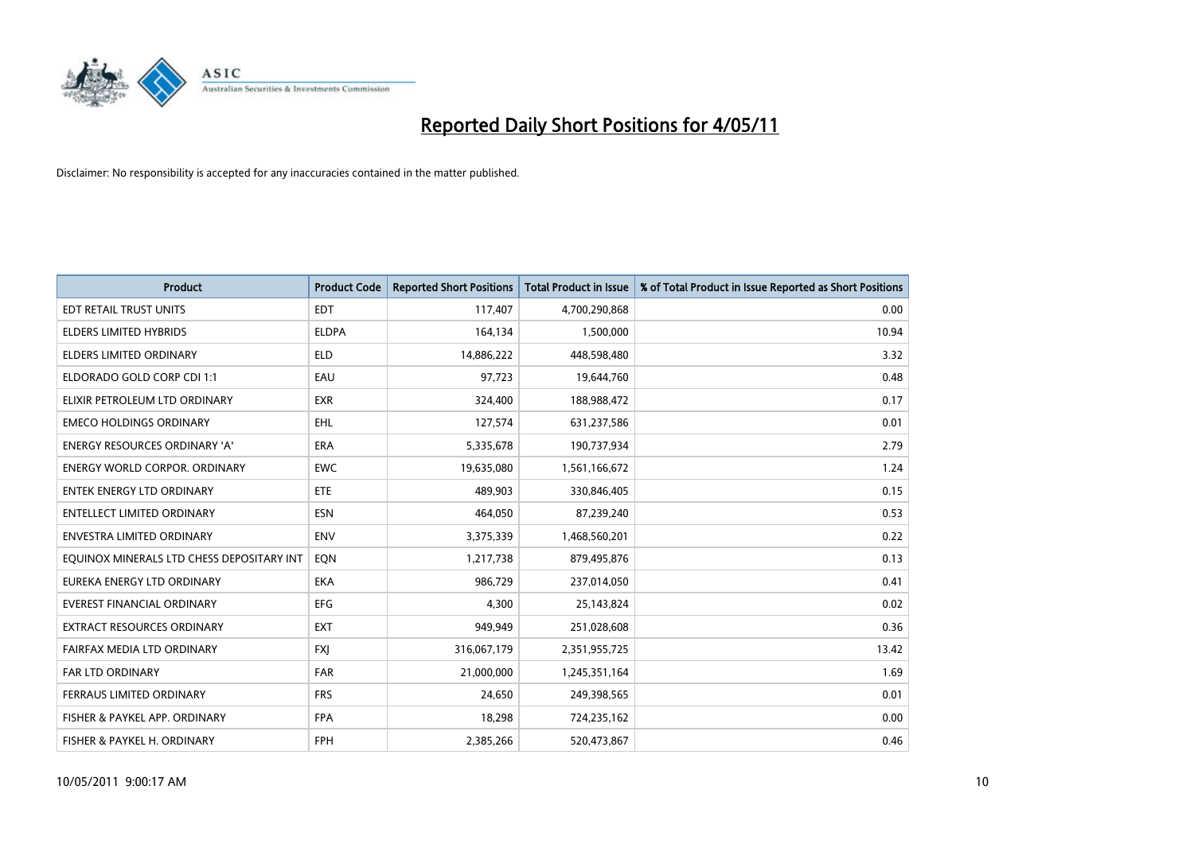# Reported Daily Short Positions for 4/05/11

Disclaimer: No responsibility is accepted for any inaccuracies contained in the matter published.

| Product | Product Code | Reported Short Positions | Total Product in Issue | % of Total Product in Issue Reported as Short Positions |
|---|---|---|---|---|
| EDT RETAIL TRUST UNITS | EDT | 117,407 | 4,700,290,868 | 0.00 |
| ELDERS LIMITED HYBRIDS | ELDPA | 164,134 | 1,500,000 | 10.94 |
| ELDERS LIMITED ORDINARY | ELD | 14,886,222 | 448,598,480 | 3.32 |
| ELDORADO GOLD CORP CDI 1:1 | EAU | 97,723 | 19,644,760 | 0.48 |
| ELIXIR PETROLEUM LTD ORDINARY | EXR | 324,400 | 188,988,472 | 0.17 |
| EMECO HOLDINGS ORDINARY | EHL | 127,574 | 631,237,586 | 0.01 |
| ENERGY RESOURCES ORDINARY 'A' | ERA | 5,335,678 | 190,737,934 | 2.79 |
| ENERGY WORLD CORPOR. ORDINARY | EWC | 19,635,080 | 1,561,166,672 | 1.24 |
| ENTEK ENERGY LTD ORDINARY | ETE | 489,903 | 330,846,405 | 0.15 |
| ENTELLECT LIMITED ORDINARY | ESN | 464,050 | 87,239,240 | 0.53 |
| ENVESTRA LIMITED ORDINARY | ENV | 3,375,339 | 1,468,560,201 | 0.22 |
| EQUINOX MINERALS LTD CHESS DEPOSITARY INT | EQN | 1,217,738 | 879,495,876 | 0.13 |
| EUREKA ENERGY LTD ORDINARY | EKA | 986,729 | 237,014,050 | 0.41 |
| EVEREST FINANCIAL ORDINARY | EFG | 4,300 | 25,143,824 | 0.02 |
| EXTRACT RESOURCES ORDINARY | EXT | 949,949 | 251,028,608 | 0.36 |
| FAIRFAX MEDIA LTD ORDINARY | FXJ | 316,067,179 | 2,351,955,725 | 13.42 |
| FAR LTD ORDINARY | FAR | 21,000,000 | 1,245,351,164 | 1.69 |
| FERRAUS LIMITED ORDINARY | FRS | 24,650 | 249,398,565 | 0.01 |
| FISHER & PAYKEL APP. ORDINARY | FPA | 18,298 | 724,235,162 | 0.00 |
| FISHER & PAYKEL H. ORDINARY | FPH | 2,385,266 | 520,473,867 | 0.46 |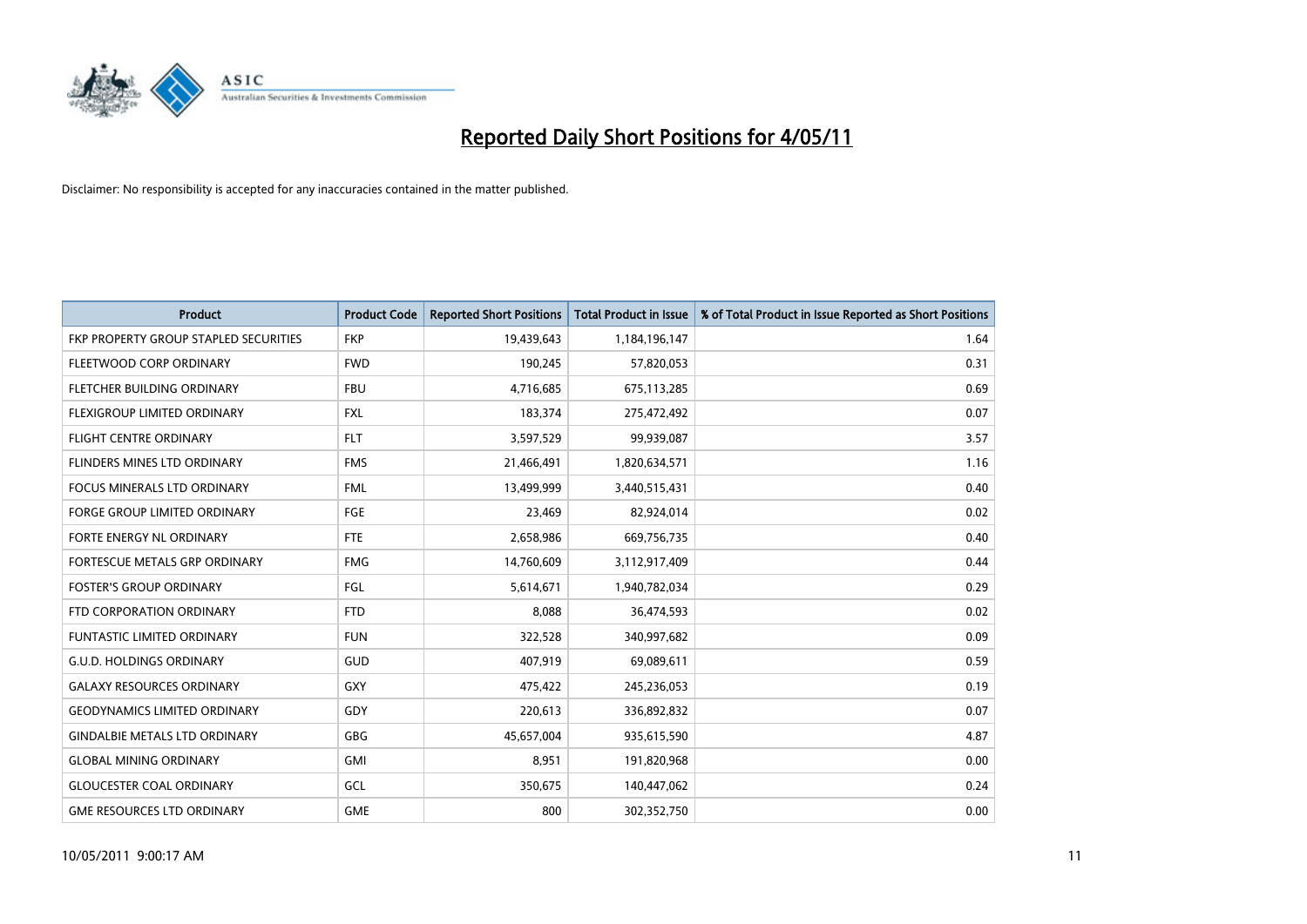# Reported Daily Short Positions for 4/05/11

Disclaimer: No responsibility is accepted for any inaccuracies contained in the matter published.

| Product | Product Code | Reported Short Positions | Total Product in Issue | % of Total Product in Issue Reported as Short Positions |
|---|---|---|---|---|
| FKP PROPERTY GROUP STAPLED SECURITIES | FKP | 19,439,643 | 1,184,196,147 | 1.64 |
| FLEETWOOD CORP ORDINARY | FWD | 190,245 | 57,820,053 | 0.31 |
| FLETCHER BUILDING ORDINARY | FBU | 4,716,685 | 675,113,285 | 0.69 |
| FLEXIGROUP LIMITED ORDINARY | FXL | 183,374 | 275,472,492 | 0.07 |
| FLIGHT CENTRE ORDINARY | FLT | 3,597,529 | 99,939,087 | 3.57 |
| FLINDERS MINES LTD ORDINARY | FMS | 21,466,491 | 1,820,634,571 | 1.16 |
| FOCUS MINERALS LTD ORDINARY | FML | 13,499,999 | 3,440,515,431 | 0.40 |
| FORGE GROUP LIMITED ORDINARY | FGE | 23,469 | 82,924,014 | 0.02 |
| FORTE ENERGY NL ORDINARY | FTE | 2,658,986 | 669,756,735 | 0.40 |
| FORTESCUE METALS GRP ORDINARY | FMG | 14,760,609 | 3,112,917,409 | 0.44 |
| FOSTER'S GROUP ORDINARY | FGL | 5,614,671 | 1,940,782,034 | 0.29 |
| FTD CORPORATION ORDINARY | FTD | 8,088 | 36,474,593 | 0.02 |
| FUNTASTIC LIMITED ORDINARY | FUN | 322,528 | 340,997,682 | 0.09 |
| G.U.D. HOLDINGS ORDINARY | GUD | 407,919 | 69,089,611 | 0.59 |
| GALAXY RESOURCES ORDINARY | GXY | 475,422 | 245,236,053 | 0.19 |
| GEODYNAMICS LIMITED ORDINARY | GDY | 220,613 | 336,892,832 | 0.07 |
| GINDALBIE METALS LTD ORDINARY | GBG | 45,657,004 | 935,615,590 | 4.87 |
| GLOBAL MINING ORDINARY | GMI | 8,951 | 191,820,968 | 0.00 |
| GLOUCESTER COAL ORDINARY | GCL | 350,675 | 140,447,062 | 0.24 |
| GME RESOURCES LTD ORDINARY | GME | 800 | 302,352,750 | 0.00 |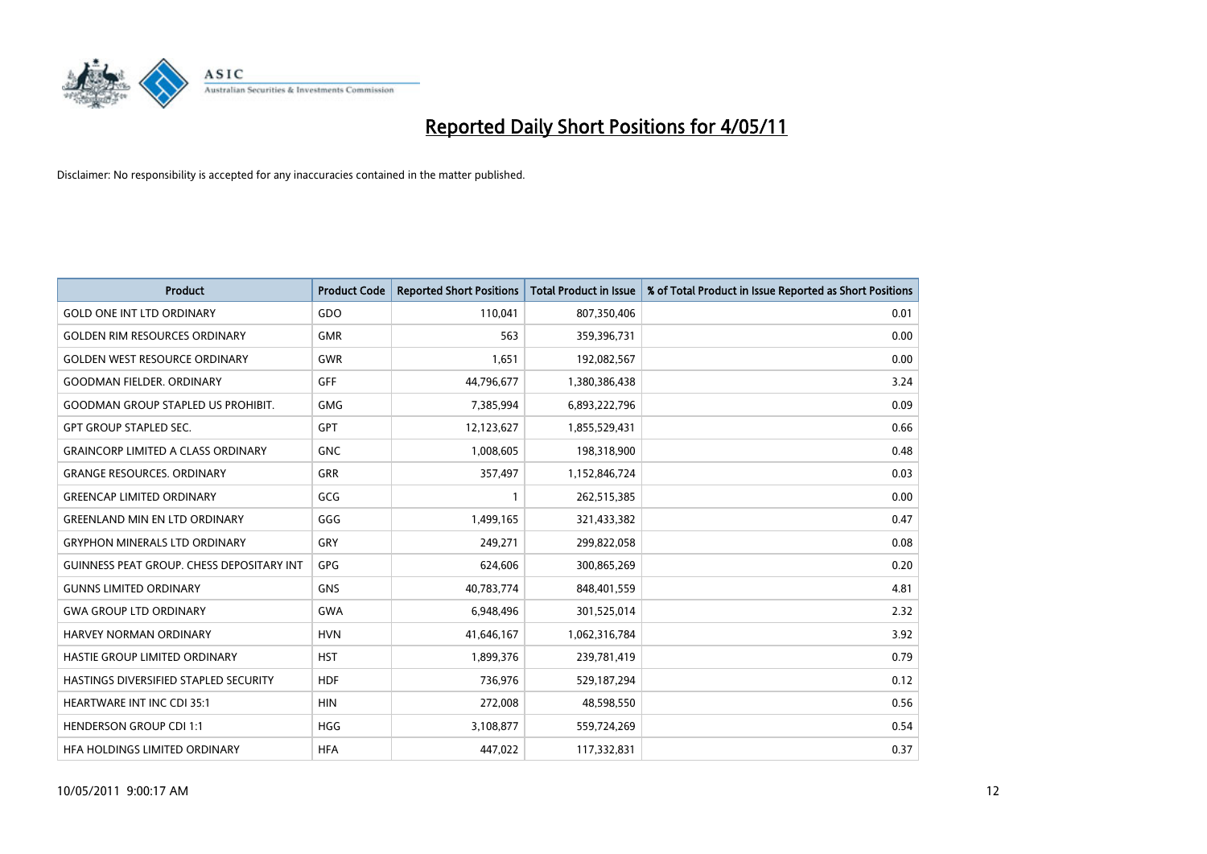# Reported Daily Short Positions for 4/05/11

Disclaimer: No responsibility is accepted for any inaccuracies contained in the matter published.

| Product | Product Code | Reported Short Positions | Total Product in Issue | % of Total Product in Issue Reported as Short Positions |
|---|---|---|---|---|
| GOLD ONE INT LTD ORDINARY | GDO | 110,041 | 807,350,406 | 0.01 |
| GOLDEN RIM RESOURCES ORDINARY | GMR | 563 | 359,396,731 | 0.00 |
| GOLDEN WEST RESOURCE ORDINARY | GWR | 1,651 | 192,082,567 | 0.00 |
| GOODMAN FIELDER. ORDINARY | GFF | 44,796,677 | 1,380,386,438 | 3.24 |
| GOODMAN GROUP STAPLED US PROHIBIT. | GMG | 7,385,994 | 6,893,222,796 | 0.09 |
| GPT GROUP STAPLED SEC. | GPT | 12,123,627 | 1,855,529,431 | 0.66 |
| GRAINCORP LIMITED A CLASS ORDINARY | GNC | 1,008,605 | 198,318,900 | 0.48 |
| GRANGE RESOURCES. ORDINARY | GRR | 357,497 | 1,152,846,724 | 0.03 |
| GREENCAP LIMITED ORDINARY | GCG | 1 | 262,515,385 | 0.00 |
| GREENLAND MIN EN LTD ORDINARY | GGG | 1,499,165 | 321,433,382 | 0.47 |
| GRYPHON MINERALS LTD ORDINARY | GRY | 249,271 | 299,822,058 | 0.08 |
| GUINNESS PEAT GROUP. CHESS DEPOSITARY INT | GPG | 624,606 | 300,865,269 | 0.20 |
| GUNNS LIMITED ORDINARY | GNS | 40,783,774 | 848,401,559 | 4.81 |
| GWA GROUP LTD ORDINARY | GWA | 6,948,496 | 301,525,014 | 2.32 |
| HARVEY NORMAN ORDINARY | HVN | 41,646,167 | 1,062,316,784 | 3.92 |
| HASTIE GROUP LIMITED ORDINARY | HST | 1,899,376 | 239,781,419 | 0.79 |
| HASTINGS DIVERSIFIED STAPLED SECURITY | HDF | 736,976 | 529,187,294 | 0.12 |
| HEARTWARE INT INC CDI 35:1 | HIN | 272,008 | 48,598,550 | 0.56 |
| HENDERSON GROUP CDI 1:1 | HGG | 3,108,877 | 559,724,269 | 0.54 |
| HFA HOLDINGS LIMITED ORDINARY | HFA | 447,022 | 117,332,831 | 0.37 |

10/05/2011 9:00:17 AM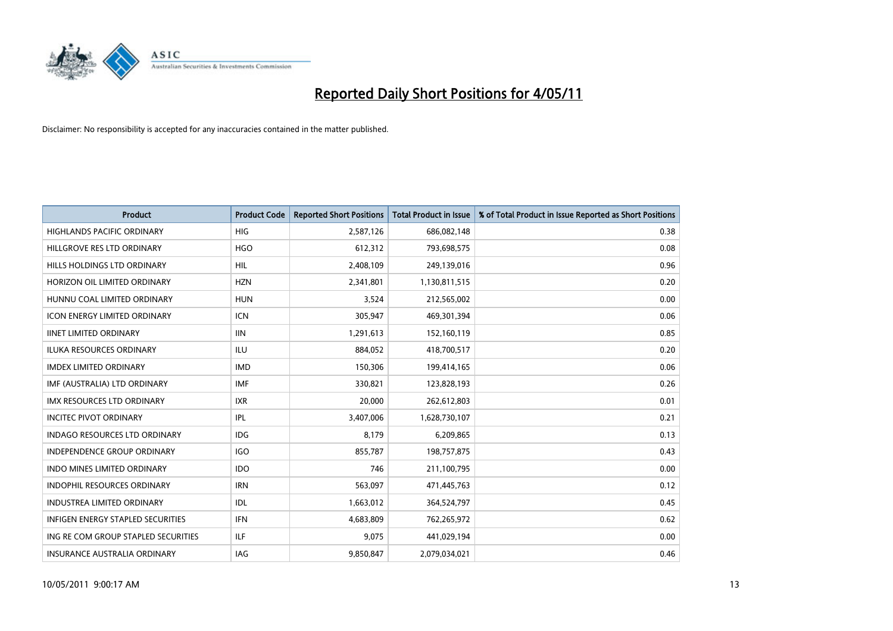# Reported Daily Short Positions for 4/05/11

Disclaimer: No responsibility is accepted for any inaccuracies contained in the matter published.

| Product | Product Code | Reported Short Positions | Total Product in Issue | % of Total Product in Issue Reported as Short Positions |
|---|---|---|---|---|
| HIGHLANDS PACIFIC ORDINARY | HIG | 2,587,126 | 686,082,148 | 0.38 |
| HILLGROVE RES LTD ORDINARY | HGO | 612,312 | 793,698,575 | 0.08 |
| HILLS HOLDINGS LTD ORDINARY | HIL | 2,408,109 | 249,139,016 | 0.96 |
| HORIZON OIL LIMITED ORDINARY | HZN | 2,341,801 | 1,130,811,515 | 0.20 |
| HUNNU COAL LIMITED ORDINARY | HUN | 3,524 | 212,565,002 | 0.00 |
| ICON ENERGY LIMITED ORDINARY | ICN | 305,947 | 469,301,394 | 0.06 |
| IINET LIMITED ORDINARY | IIN | 1,291,613 | 152,160,119 | 0.85 |
| ILUKA RESOURCES ORDINARY | ILU | 884,052 | 418,700,517 | 0.20 |
| IMDEX LIMITED ORDINARY | IMD | 150,306 | 199,414,165 | 0.06 |
| IMF (AUSTRALIA) LTD ORDINARY | IMF | 330,821 | 123,828,193 | 0.26 |
| IMX RESOURCES LTD ORDINARY | IXR | 20,000 | 262,612,803 | 0.01 |
| INCITEC PIVOT ORDINARY | IPL | 3,407,006 | 1,628,730,107 | 0.21 |
| INDAGO RESOURCES LTD ORDINARY | IDG | 8,179 | 6,209,865 | 0.13 |
| INDEPENDENCE GROUP ORDINARY | IGO | 855,787 | 198,757,875 | 0.43 |
| INDO MINES LIMITED ORDINARY | IDO | 746 | 211,100,795 | 0.00 |
| INDOPHIL RESOURCES ORDINARY | IRN | 563,097 | 471,445,763 | 0.12 |
| INDUSTREA LIMITED ORDINARY | IDL | 1,663,012 | 364,524,797 | 0.45 |
| INFIGEN ENERGY STAPLED SECURITIES | IFN | 4,683,809 | 762,265,972 | 0.62 |
| ING RE COM GROUP STAPLED SECURITIES | ILF | 9,075 | 441,029,194 | 0.00 |
| INSURANCE AUSTRALIA ORDINARY | IAG | 9,850,847 | 2,079,034,021 | 0.46 |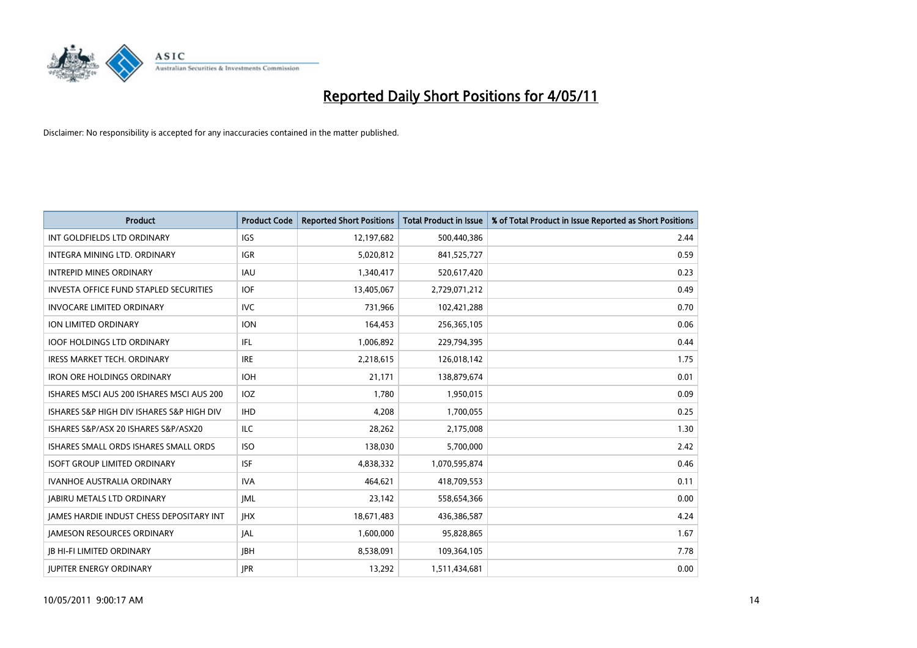# Reported Daily Short Positions for 4/05/11

Disclaimer: No responsibility is accepted for any inaccuracies contained in the matter published.

| Product | Product Code | Reported Short Positions | Total Product in Issue | % of Total Product in Issue Reported as Short Positions |
|---|---|---|---|---|
| INT GOLDFIELDS LTD ORDINARY | IGS | 12,197,682 | 500,440,386 | 2.44 |
| INTEGRA MINING LTD. ORDINARY | IGR | 5,020,812 | 841,525,727 | 0.59 |
| INTREPID MINES ORDINARY | IAU | 1,340,417 | 520,617,420 | 0.23 |
| INVESTA OFFICE FUND STAPLED SECURITIES | IOF | 13,405,067 | 2,729,071,212 | 0.49 |
| INVOCARE LIMITED ORDINARY | IVC | 731,966 | 102,421,288 | 0.70 |
| ION LIMITED ORDINARY | ION | 164,453 | 256,365,105 | 0.06 |
| IOOF HOLDINGS LTD ORDINARY | IFL | 1,006,892 | 229,794,395 | 0.44 |
| IRESS MARKET TECH. ORDINARY | IRE | 2,218,615 | 126,018,142 | 1.75 |
| IRON ORE HOLDINGS ORDINARY | IOH | 21,171 | 138,879,674 | 0.01 |
| ISHARES MSCI AUS 200 ISHARES MSCI AUS 200 | IOZ | 1,780 | 1,950,015 | 0.09 |
| ISHARES S&P HIGH DIV ISHARES S&P HIGH DIV | IHD | 4,208 | 1,700,055 | 0.25 |
| ISHARES S&P/ASX 20 ISHARES S&P/ASX20 | ILC | 28,262 | 2,175,008 | 1.30 |
| ISHARES SMALL ORDS ISHARES SMALL ORDS | ISO | 138,030 | 5,700,000 | 2.42 |
| ISOFT GROUP LIMITED ORDINARY | ISF | 4,838,332 | 1,070,595,874 | 0.46 |
| IVANHOE AUSTRALIA ORDINARY | IVA | 464,621 | 418,709,553 | 0.11 |
| JABIRU METALS LTD ORDINARY | JML | 23,142 | 558,654,366 | 0.00 |
| JAMES HARDIE INDUST CHESS DEPOSITARY INT | JHX | 18,671,483 | 436,386,587 | 4.24 |
| JAMESON RESOURCES ORDINARY | JAL | 1,600,000 | 95,828,865 | 1.67 |
| JB HI-FI LIMITED ORDINARY | JBH | 8,538,091 | 109,364,105 | 7.78 |
| JUPITER ENERGY ORDINARY | JPR | 13,292 | 1,511,434,681 | 0.00 |

10/05/2011 9:00:17 AM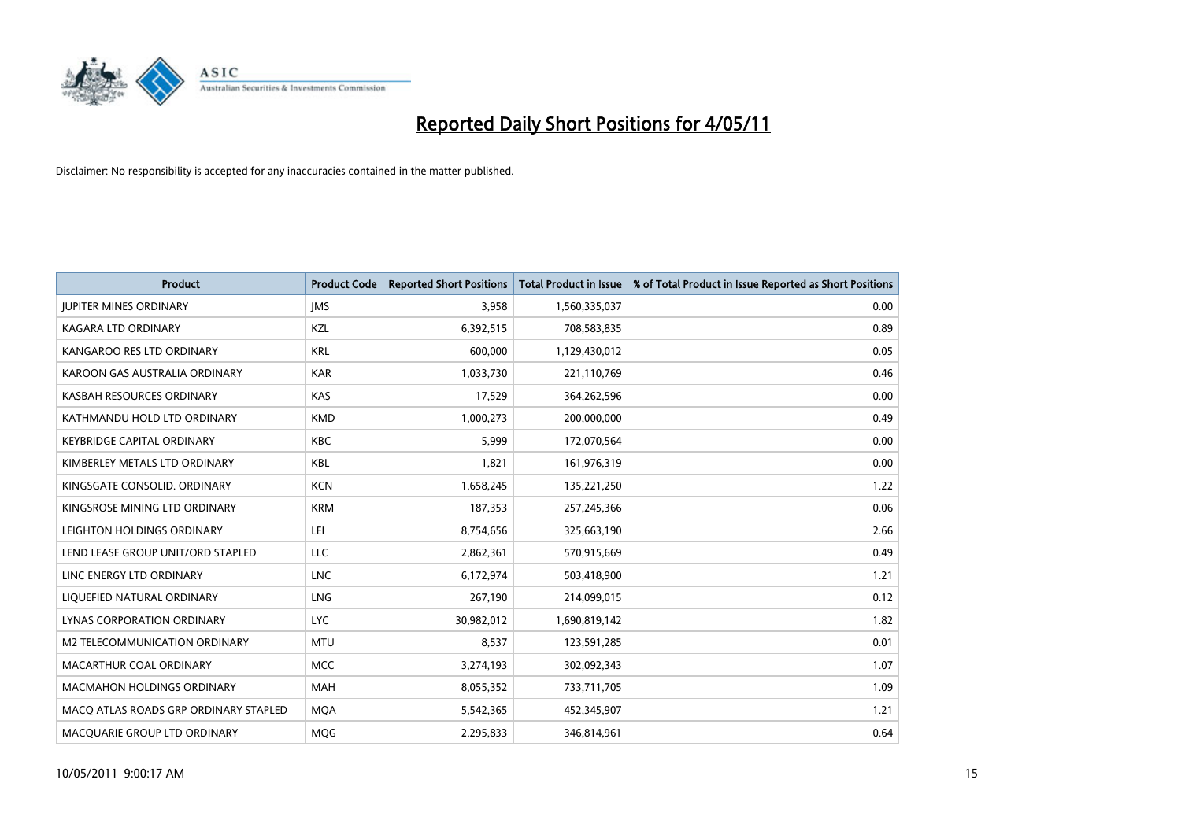# Reported Daily Short Positions for 4/05/11

Disclaimer: No responsibility is accepted for any inaccuracies contained in the matter published.

| Product | Product Code | Reported Short Positions | Total Product in Issue | % of Total Product in Issue Reported as Short Positions |
|---|---|---|---|---|
| JUPITER MINES ORDINARY | JMS | 3,958 | 1,560,335,037 | 0.00 |
| KAGARA LTD ORDINARY | KZL | 6,392,515 | 708,583,835 | 0.89 |
| KANGAROO RES LTD ORDINARY | KRL | 600,000 | 1,129,430,012 | 0.05 |
| KAROON GAS AUSTRALIA ORDINARY | KAR | 1,033,730 | 221,110,769 | 0.46 |
| KASBAH RESOURCES ORDINARY | KAS | 17,529 | 364,262,596 | 0.00 |
| KATHMANDU HOLD LTD ORDINARY | KMD | 1,000,273 | 200,000,000 | 0.49 |
| KEYBRIDGE CAPITAL ORDINARY | KBC | 5,999 | 172,070,564 | 0.00 |
| KIMBERLEY METALS LTD ORDINARY | KBL | 1,821 | 161,976,319 | 0.00 |
| KINGSGATE CONSOLID. ORDINARY | KCN | 1,658,245 | 135,221,250 | 1.22 |
| KINGSROSE MINING LTD ORDINARY | KRM | 187,353 | 257,245,366 | 0.06 |
| LEIGHTON HOLDINGS ORDINARY | LEI | 8,754,656 | 325,663,190 | 2.66 |
| LEND LEASE GROUP UNIT/ORD STAPLED | LLC | 2,862,361 | 570,915,669 | 0.49 |
| LINC ENERGY LTD ORDINARY | LNC | 6,172,974 | 503,418,900 | 1.21 |
| LIQUEFIED NATURAL ORDINARY | LNG | 267,190 | 214,099,015 | 0.12 |
| LYNAS CORPORATION ORDINARY | LYC | 30,982,012 | 1,690,819,142 | 1.82 |
| M2 TELECOMMUNICATION ORDINARY | MTU | 8,537 | 123,591,285 | 0.01 |
| MACARTHUR COAL ORDINARY | MCC | 3,274,193 | 302,092,343 | 1.07 |
| MACMAHON HOLDINGS ORDINARY | MAH | 8,055,352 | 733,711,705 | 1.09 |
| MACQ ATLAS ROADS GRP ORDINARY STAPLED | MQA | 5,542,365 | 452,345,907 | 1.21 |
| MACQUARIE GROUP LTD ORDINARY | MQG | 2,295,833 | 346,814,961 | 0.64 |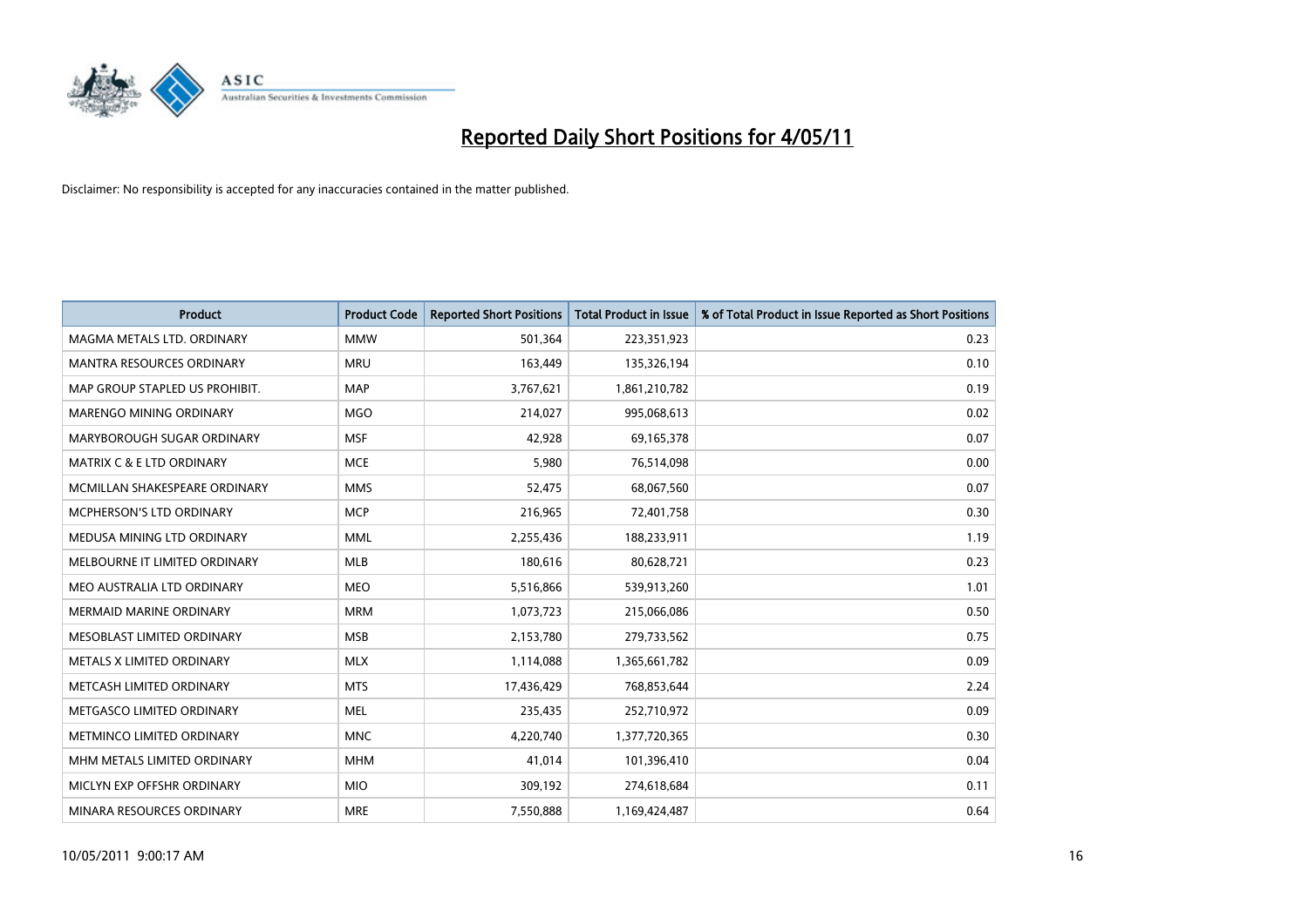# Reported Daily Short Positions for 4/05/11

Disclaimer: No responsibility is accepted for any inaccuracies contained in the matter published.

| Product | Product Code | Reported Short Positions | Total Product in Issue | % of Total Product in Issue Reported as Short Positions |
|---|---|---|---|---|
| MAGMA METALS LTD. ORDINARY | MMW | 501,364 | 223,351,923 | 0.23 |
| MANTRA RESOURCES ORDINARY | MRU | 163,449 | 135,326,194 | 0.10 |
| MAP GROUP STAPLED US PROHIBIT. | MAP | 3,767,621 | 1,861,210,782 | 0.19 |
| MARENGO MINING ORDINARY | MGO | 214,027 | 995,068,613 | 0.02 |
| MARYBOROUGH SUGAR ORDINARY | MSF | 42,928 | 69,165,378 | 0.07 |
| MATRIX C & E LTD ORDINARY | MCE | 5,980 | 76,514,098 | 0.00 |
| MCMILLAN SHAKESPEARE ORDINARY | MMS | 52,475 | 68,067,560 | 0.07 |
| MCPHERSON'S LTD ORDINARY | MCP | 216,965 | 72,401,758 | 0.30 |
| MEDUSA MINING LTD ORDINARY | MML | 2,255,436 | 188,233,911 | 1.19 |
| MELBOURNE IT LIMITED ORDINARY | MLB | 180,616 | 80,628,721 | 0.23 |
| MEO AUSTRALIA LTD ORDINARY | MEO | 5,516,866 | 539,913,260 | 1.01 |
| MERMAID MARINE ORDINARY | MRM | 1,073,723 | 215,066,086 | 0.50 |
| MESOBLAST LIMITED ORDINARY | MSB | 2,153,780 | 279,733,562 | 0.75 |
| METALS X LIMITED ORDINARY | MLX | 1,114,088 | 1,365,661,782 | 0.09 |
| METCASH LIMITED ORDINARY | MTS | 17,436,429 | 768,853,644 | 2.24 |
| METGASCO LIMITED ORDINARY | MEL | 235,435 | 252,710,972 | 0.09 |
| METMINCO LIMITED ORDINARY | MNC | 4,220,740 | 1,377,720,365 | 0.30 |
| MHM METALS LIMITED ORDINARY | MHM | 41,014 | 101,396,410 | 0.04 |
| MICLYN EXP OFFSHR ORDINARY | MIO | 309,192 | 274,618,684 | 0.11 |
| MINARA RESOURCES ORDINARY | MRE | 7,550,888 | 1,169,424,487 | 0.64 |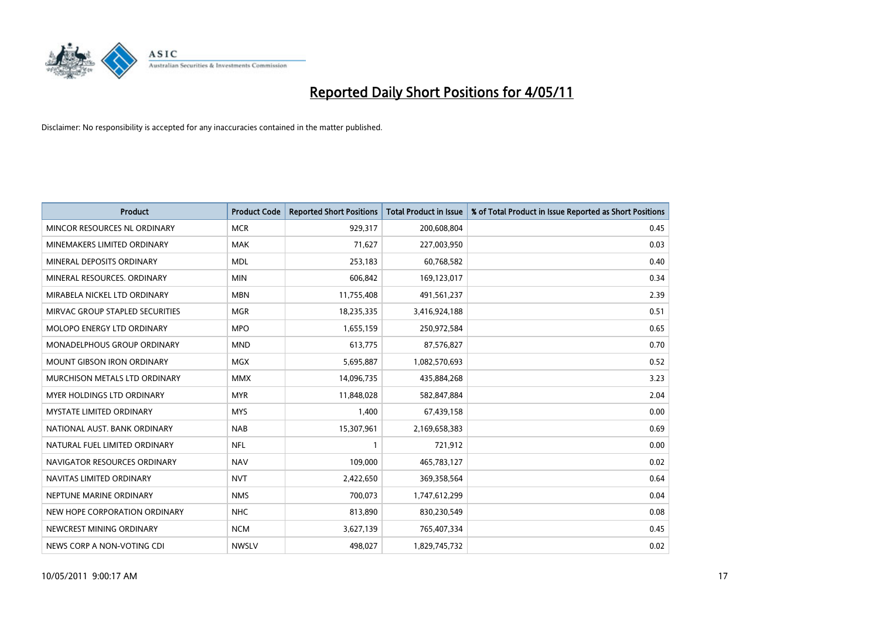# Reported Daily Short Positions for 4/05/11

Disclaimer: No responsibility is accepted for any inaccuracies contained in the matter published.

| Product | Product Code | Reported Short Positions | Total Product in Issue | % of Total Product in Issue Reported as Short Positions |
|---|---|---|---|---|
| MINCOR RESOURCES NL ORDINARY | MCR | 929,317 | 200,608,804 | 0.45 |
| MINEMAKERS LIMITED ORDINARY | MAK | 71,627 | 227,003,950 | 0.03 |
| MINERAL DEPOSITS ORDINARY | MDL | 253,183 | 60,768,582 | 0.40 |
| MINERAL RESOURCES. ORDINARY | MIN | 606,842 | 169,123,017 | 0.34 |
| MIRABELA NICKEL LTD ORDINARY | MBN | 11,755,408 | 491,561,237 | 2.39 |
| MIRVAC GROUP STAPLED SECURITIES | MGR | 18,235,335 | 3,416,924,188 | 0.51 |
| MOLOPO ENERGY LTD ORDINARY | MPO | 1,655,159 | 250,972,584 | 0.65 |
| MONADELPHOUS GROUP ORDINARY | MND | 613,775 | 87,576,827 | 0.70 |
| MOUNT GIBSON IRON ORDINARY | MGX | 5,695,887 | 1,082,570,693 | 0.52 |
| MURCHISON METALS LTD ORDINARY | MMX | 14,096,735 | 435,884,268 | 3.23 |
| MYER HOLDINGS LTD ORDINARY | MYR | 11,848,028 | 582,847,884 | 2.04 |
| MYSTATE LIMITED ORDINARY | MYS | 1,400 | 67,439,158 | 0.00 |
| NATIONAL AUST. BANK ORDINARY | NAB | 15,307,961 | 2,169,658,383 | 0.69 |
| NATURAL FUEL LIMITED ORDINARY | NFL | 1 | 721,912 | 0.00 |
| NAVIGATOR RESOURCES ORDINARY | NAV | 109,000 | 465,783,127 | 0.02 |
| NAVITAS LIMITED ORDINARY | NVT | 2,422,650 | 369,358,564 | 0.64 |
| NEPTUNE MARINE ORDINARY | NMS | 700,073 | 1,747,612,299 | 0.04 |
| NEW HOPE CORPORATION ORDINARY | NHC | 813,890 | 830,230,549 | 0.08 |
| NEWCREST MINING ORDINARY | NCM | 3,627,139 | 765,407,334 | 0.45 |
| NEWS CORP A NON-VOTING CDI | NWSLV | 498,027 | 1,829,745,732 | 0.02 |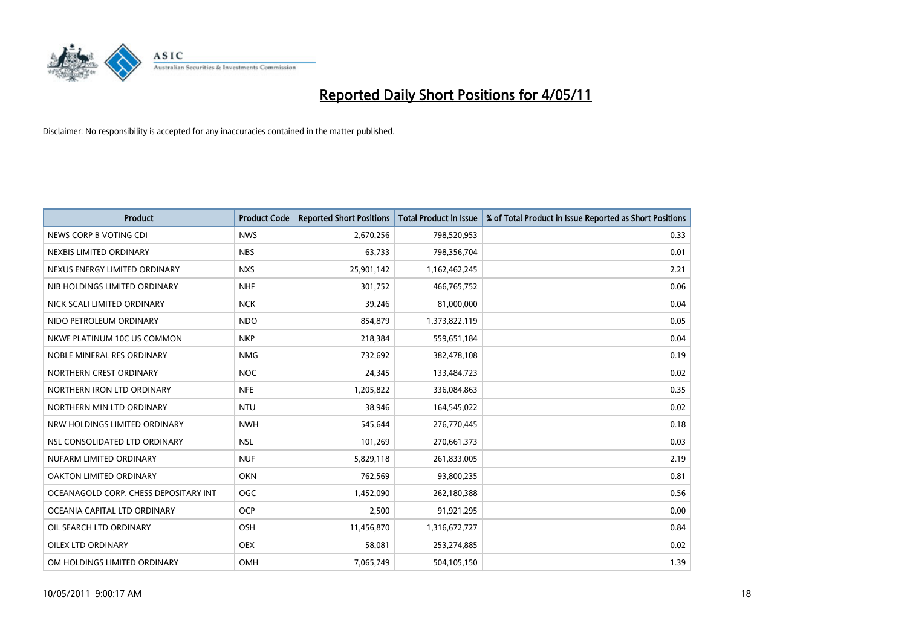# Reported Daily Short Positions for 4/05/11

Disclaimer: No responsibility is accepted for any inaccuracies contained in the matter published.

| Product | Product Code | Reported Short Positions | Total Product in Issue | % of Total Product in Issue Reported as Short Positions |
|---|---|---|---|---|
| NEWS CORP B VOTING CDI | NWS | 2,670,256 | 798,520,953 | 0.33 |
| NEXBIS LIMITED ORDINARY | NBS | 63,733 | 798,356,704 | 0.01 |
| NEXUS ENERGY LIMITED ORDINARY | NXS | 25,901,142 | 1,162,462,245 | 2.21 |
| NIB HOLDINGS LIMITED ORDINARY | NHF | 301,752 | 466,765,752 | 0.06 |
| NICK SCALI LIMITED ORDINARY | NCK | 39,246 | 81,000,000 | 0.04 |
| NIDO PETROLEUM ORDINARY | NDO | 854,879 | 1,373,822,119 | 0.05 |
| NKWE PLATINUM 10C US COMMON | NKP | 218,384 | 559,651,184 | 0.04 |
| NOBLE MINERAL RES ORDINARY | NMG | 732,692 | 382,478,108 | 0.19 |
| NORTHERN CREST ORDINARY | NOC | 24,345 | 133,484,723 | 0.02 |
| NORTHERN IRON LTD ORDINARY | NFE | 1,205,822 | 336,084,863 | 0.35 |
| NORTHERN MIN LTD ORDINARY | NTU | 38,946 | 164,545,022 | 0.02 |
| NRW HOLDINGS LIMITED ORDINARY | NWH | 545,644 | 276,770,445 | 0.18 |
| NSL CONSOLIDATED LTD ORDINARY | NSL | 101,269 | 270,661,373 | 0.03 |
| NUFARM LIMITED ORDINARY | NUF | 5,829,118 | 261,833,005 | 2.19 |
| OAKTON LIMITED ORDINARY | OKN | 762,569 | 93,800,235 | 0.81 |
| OCEANAGOLD CORP. CHESS DEPOSITARY INT | OGC | 1,452,090 | 262,180,388 | 0.56 |
| OCEANIA CAPITAL LTD ORDINARY | OCP | 2,500 | 91,921,295 | 0.00 |
| OIL SEARCH LTD ORDINARY | OSH | 11,456,870 | 1,316,672,727 | 0.84 |
| OILEX LTD ORDINARY | OEX | 58,081 | 253,274,885 | 0.02 |
| OM HOLDINGS LIMITED ORDINARY | OMH | 7,065,749 | 504,105,150 | 1.39 |

10/05/2011 9:00:17 AM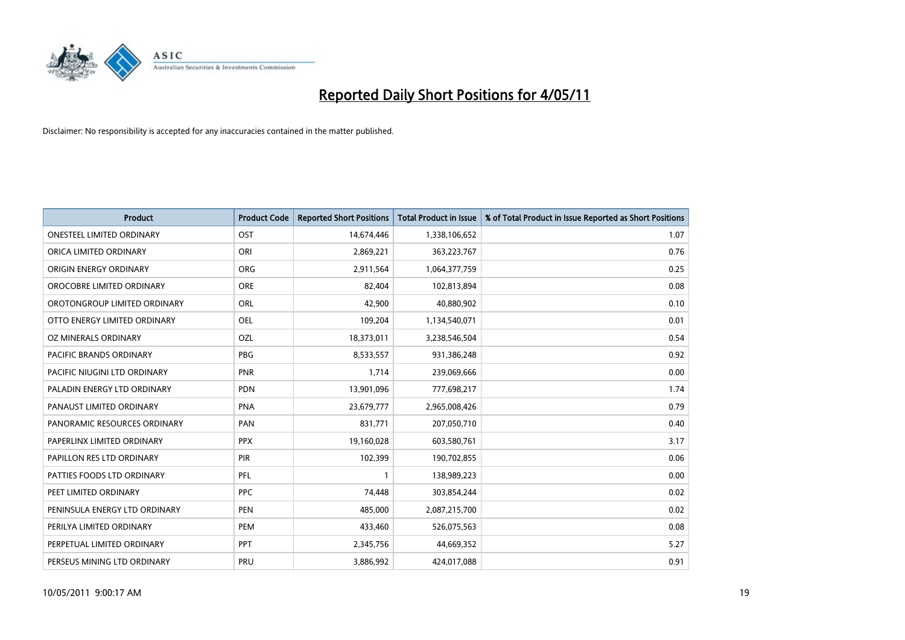# Reported Daily Short Positions for 4/05/11

Disclaimer: No responsibility is accepted for any inaccuracies contained in the matter published.

| Product | Product Code | Reported Short Positions | Total Product in Issue | % of Total Product in Issue Reported as Short Positions |
|---|---|---|---|---|
| ONESTEEL LIMITED ORDINARY | OST | 14,674,446 | 1,338,106,652 | 1.07 |
| ORICA LIMITED ORDINARY | ORI | 2,869,221 | 363,223,767 | 0.76 |
| ORIGIN ENERGY ORDINARY | ORG | 2,911,564 | 1,064,377,759 | 0.25 |
| OROCOBRE LIMITED ORDINARY | ORE | 82,404 | 102,813,894 | 0.08 |
| OROTONGROUP LIMITED ORDINARY | ORL | 42,900 | 40,880,902 | 0.10 |
| OTTO ENERGY LIMITED ORDINARY | OEL | 109,204 | 1,134,540,071 | 0.01 |
| OZ MINERALS ORDINARY | OZL | 18,373,011 | 3,238,546,504 | 0.54 |
| PACIFIC BRANDS ORDINARY | PBG | 8,533,557 | 931,386,248 | 0.92 |
| PACIFIC NIUGINI LTD ORDINARY | PNR | 1,714 | 239,069,666 | 0.00 |
| PALADIN ENERGY LTD ORDINARY | PDN | 13,901,096 | 777,698,217 | 1.74 |
| PANAUST LIMITED ORDINARY | PNA | 23,679,777 | 2,965,008,426 | 0.79 |
| PANORAMIC RESOURCES ORDINARY | PAN | 831,771 | 207,050,710 | 0.40 |
| PAPERLINX LIMITED ORDINARY | PPX | 19,160,028 | 603,580,761 | 3.17 |
| PAPILLON RES LTD ORDINARY | PIR | 102,399 | 190,702,855 | 0.06 |
| PATTIES FOODS LTD ORDINARY | PFL | 1 | 138,989,223 | 0.00 |
| PEET LIMITED ORDINARY | PPC | 74,448 | 303,854,244 | 0.02 |
| PENINSULA ENERGY LTD ORDINARY | PEN | 485,000 | 2,087,215,700 | 0.02 |
| PERILYA LIMITED ORDINARY | PEM | 433,460 | 526,075,563 | 0.08 |
| PERPETUAL LIMITED ORDINARY | PPT | 2,345,756 | 44,669,352 | 5.27 |
| PERSEUS MINING LTD ORDINARY | PRU | 3,886,992 | 424,017,088 | 0.91 |

10/05/2011 9:00:17 AM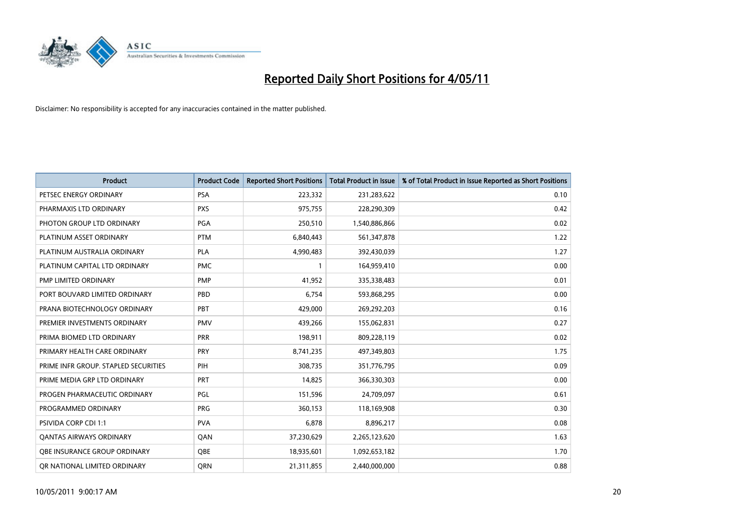# Reported Daily Short Positions for 4/05/11

Disclaimer: No responsibility is accepted for any inaccuracies contained in the matter published.

| Product | Product Code | Reported Short Positions | Total Product in Issue | % of Total Product in Issue Reported as Short Positions |
|---|---|---|---|---|
| PETSEC ENERGY ORDINARY | PSA | 223,332 | 231,283,622 | 0.10 |
| PHARMAXIS LTD ORDINARY | PXS | 975,755 | 228,290,309 | 0.42 |
| PHOTON GROUP LTD ORDINARY | PGA | 250,510 | 1,540,886,866 | 0.02 |
| PLATINUM ASSET ORDINARY | PTM | 6,840,443 | 561,347,878 | 1.22 |
| PLATINUM AUSTRALIA ORDINARY | PLA | 4,990,483 | 392,430,039 | 1.27 |
| PLATINUM CAPITAL LTD ORDINARY | PMC | 1 | 164,959,410 | 0.00 |
| PMP LIMITED ORDINARY | PMP | 41,952 | 335,338,483 | 0.01 |
| PORT BOUVARD LIMITED ORDINARY | PBD | 6,754 | 593,868,295 | 0.00 |
| PRANA BIOTECHNOLOGY ORDINARY | PBT | 429,000 | 269,292,203 | 0.16 |
| PREMIER INVESTMENTS ORDINARY | PMV | 439,266 | 155,062,831 | 0.27 |
| PRIMA BIOMED LTD ORDINARY | PRR | 198,911 | 809,228,119 | 0.02 |
| PRIMARY HEALTH CARE ORDINARY | PRY | 8,741,235 | 497,349,803 | 1.75 |
| PRIME INFR GROUP. STAPLED SECURITIES | PIH | 308,735 | 351,776,795 | 0.09 |
| PRIME MEDIA GRP LTD ORDINARY | PRT | 14,825 | 366,330,303 | 0.00 |
| PROGEN PHARMACEUTIC ORDINARY | PGL | 151,596 | 24,709,097 | 0.61 |
| PROGRAMMED ORDINARY | PRG | 360,153 | 118,169,908 | 0.30 |
| PSIVIDA CORP CDI 1:1 | PVA | 6,878 | 8,896,217 | 0.08 |
| QANTAS AIRWAYS ORDINARY | QAN | 37,230,629 | 2,265,123,620 | 1.63 |
| QBE INSURANCE GROUP ORDINARY | QBE | 18,935,601 | 1,092,653,182 | 1.70 |
| QR NATIONAL LIMITED ORDINARY | QRN | 21,311,855 | 2,440,000,000 | 0.88 |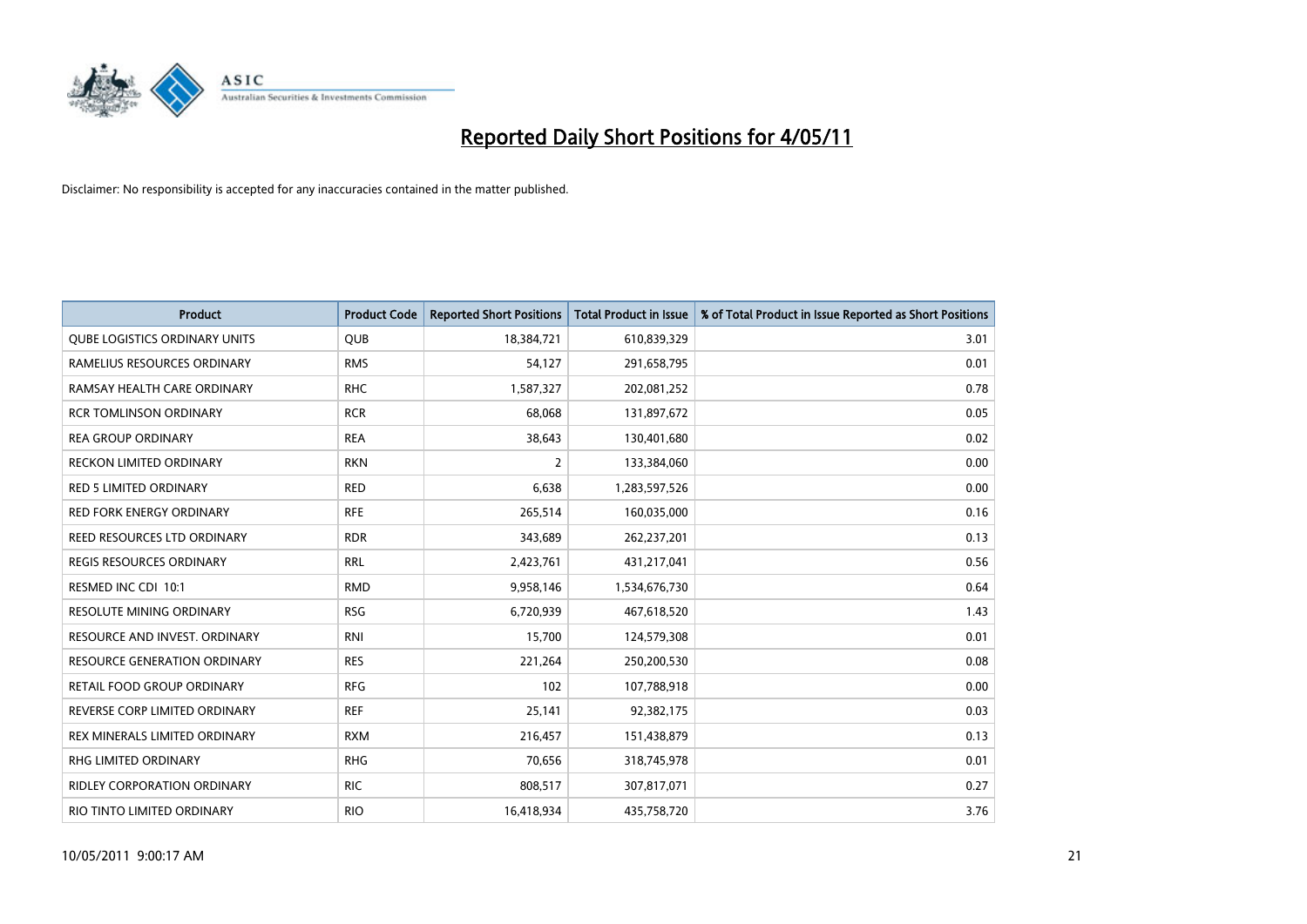# Reported Daily Short Positions for 4/05/11

Disclaimer: No responsibility is accepted for any inaccuracies contained in the matter published.

| Product | Product Code | Reported Short Positions | Total Product in Issue | % of Total Product in Issue Reported as Short Positions |
|---|---|---|---|---|
| QUBE LOGISTICS ORDINARY UNITS | QUB | 18,384,721 | 610,839,329 | 3.01 |
| RAMELIUS RESOURCES ORDINARY | RMS | 54,127 | 291,658,795 | 0.01 |
| RAMSAY HEALTH CARE ORDINARY | RHC | 1,587,327 | 202,081,252 | 0.78 |
| RCR TOMLINSON ORDINARY | RCR | 68,068 | 131,897,672 | 0.05 |
| REA GROUP ORDINARY | REA | 38,643 | 130,401,680 | 0.02 |
| RECKON LIMITED ORDINARY | RKN | 2 | 133,384,060 | 0.00 |
| RED 5 LIMITED ORDINARY | RED | 6,638 | 1,283,597,526 | 0.00 |
| RED FORK ENERGY ORDINARY | RFE | 265,514 | 160,035,000 | 0.16 |
| REED RESOURCES LTD ORDINARY | RDR | 343,689 | 262,237,201 | 0.13 |
| REGIS RESOURCES ORDINARY | RRL | 2,423,761 | 431,217,041 | 0.56 |
| RESMED INC CDI 10:1 | RMD | 9,958,146 | 1,534,676,730 | 0.64 |
| RESOLUTE MINING ORDINARY | RSG | 6,720,939 | 467,618,520 | 1.43 |
| RESOURCE AND INVEST. ORDINARY | RNI | 15,700 | 124,579,308 | 0.01 |
| RESOURCE GENERATION ORDINARY | RES | 221,264 | 250,200,530 | 0.08 |
| RETAIL FOOD GROUP ORDINARY | RFG | 102 | 107,788,918 | 0.00 |
| REVERSE CORP LIMITED ORDINARY | REF | 25,141 | 92,382,175 | 0.03 |
| REX MINERALS LIMITED ORDINARY | RXM | 216,457 | 151,438,879 | 0.13 |
| RHG LIMITED ORDINARY | RHG | 70,656 | 318,745,978 | 0.01 |
| RIDLEY CORPORATION ORDINARY | RIC | 808,517 | 307,817,071 | 0.27 |
| RIO TINTO LIMITED ORDINARY | RIO | 16,418,934 | 435,758,720 | 3.76 |

10/05/2011 9:00:17 AM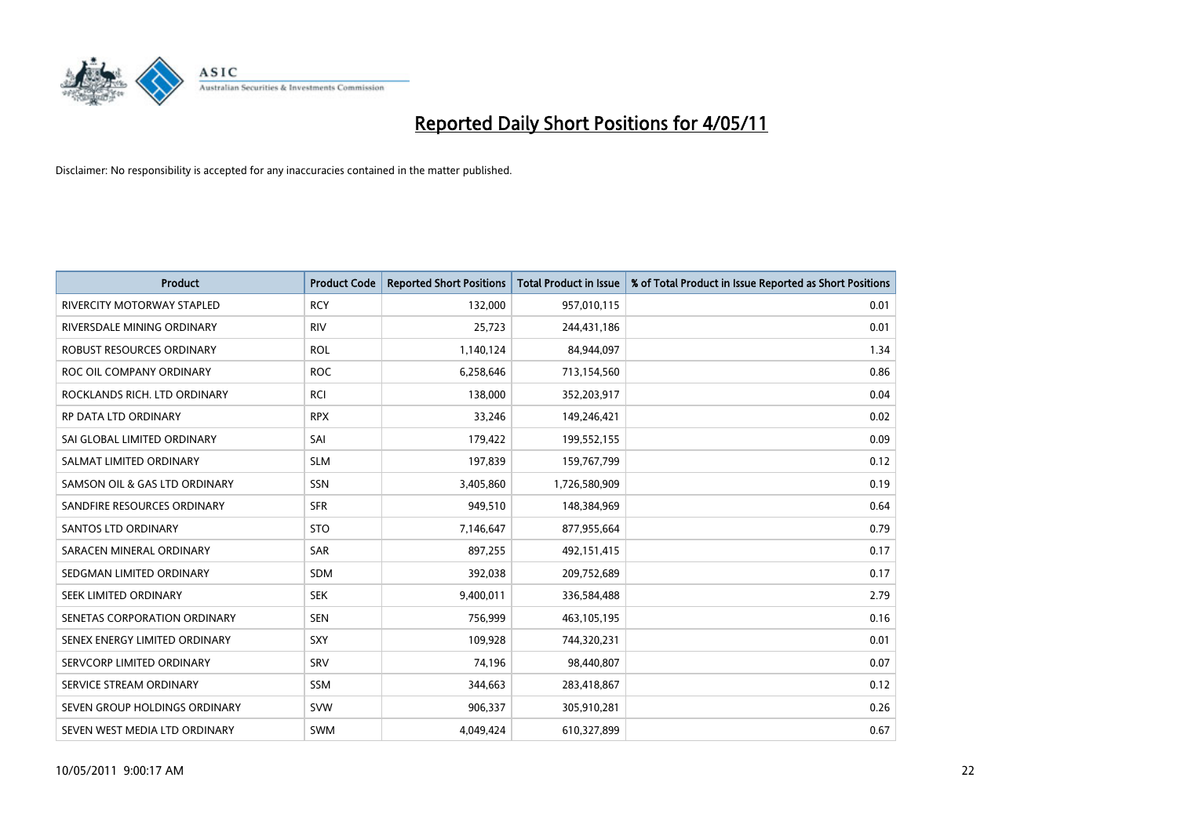# Reported Daily Short Positions for 4/05/11

Disclaimer: No responsibility is accepted for any inaccuracies contained in the matter published.

| Product | Product Code | Reported Short Positions | Total Product in Issue | % of Total Product in Issue Reported as Short Positions |
|---|---|---|---|---|
| RIVERCITY MOTORWAY STAPLED | RCY | 132,000 | 957,010,115 | 0.01 |
| RIVERSDALE MINING ORDINARY | RIV | 25,723 | 244,431,186 | 0.01 |
| ROBUST RESOURCES ORDINARY | ROL | 1,140,124 | 84,944,097 | 1.34 |
| ROC OIL COMPANY ORDINARY | ROC | 6,258,646 | 713,154,560 | 0.86 |
| ROCKLANDS RICH. LTD ORDINARY | RCI | 138,000 | 352,203,917 | 0.04 |
| RP DATA LTD ORDINARY | RPX | 33,246 | 149,246,421 | 0.02 |
| SAI GLOBAL LIMITED ORDINARY | SAI | 179,422 | 199,552,155 | 0.09 |
| SALMAT LIMITED ORDINARY | SLM | 197,839 | 159,767,799 | 0.12 |
| SAMSON OIL & GAS LTD ORDINARY | SSN | 3,405,860 | 1,726,580,909 | 0.19 |
| SANDFIRE RESOURCES ORDINARY | SFR | 949,510 | 148,384,969 | 0.64 |
| SANTOS LTD ORDINARY | STO | 7,146,647 | 877,955,664 | 0.79 |
| SARACEN MINERAL ORDINARY | SAR | 897,255 | 492,151,415 | 0.17 |
| SEDGMAN LIMITED ORDINARY | SDM | 392,038 | 209,752,689 | 0.17 |
| SEEK LIMITED ORDINARY | SEK | 9,400,011 | 336,584,488 | 2.79 |
| SENETAS CORPORATION ORDINARY | SEN | 756,999 | 463,105,195 | 0.16 |
| SENEX ENERGY LIMITED ORDINARY | SXY | 109,928 | 744,320,231 | 0.01 |
| SERVCORP LIMITED ORDINARY | SRV | 74,196 | 98,440,807 | 0.07 |
| SERVICE STREAM ORDINARY | SSM | 344,663 | 283,418,867 | 0.12 |
| SEVEN GROUP HOLDINGS ORDINARY | SVW | 906,337 | 305,910,281 | 0.26 |
| SEVEN WEST MEDIA LTD ORDINARY | SWM | 4,049,424 | 610,327,899 | 0.67 |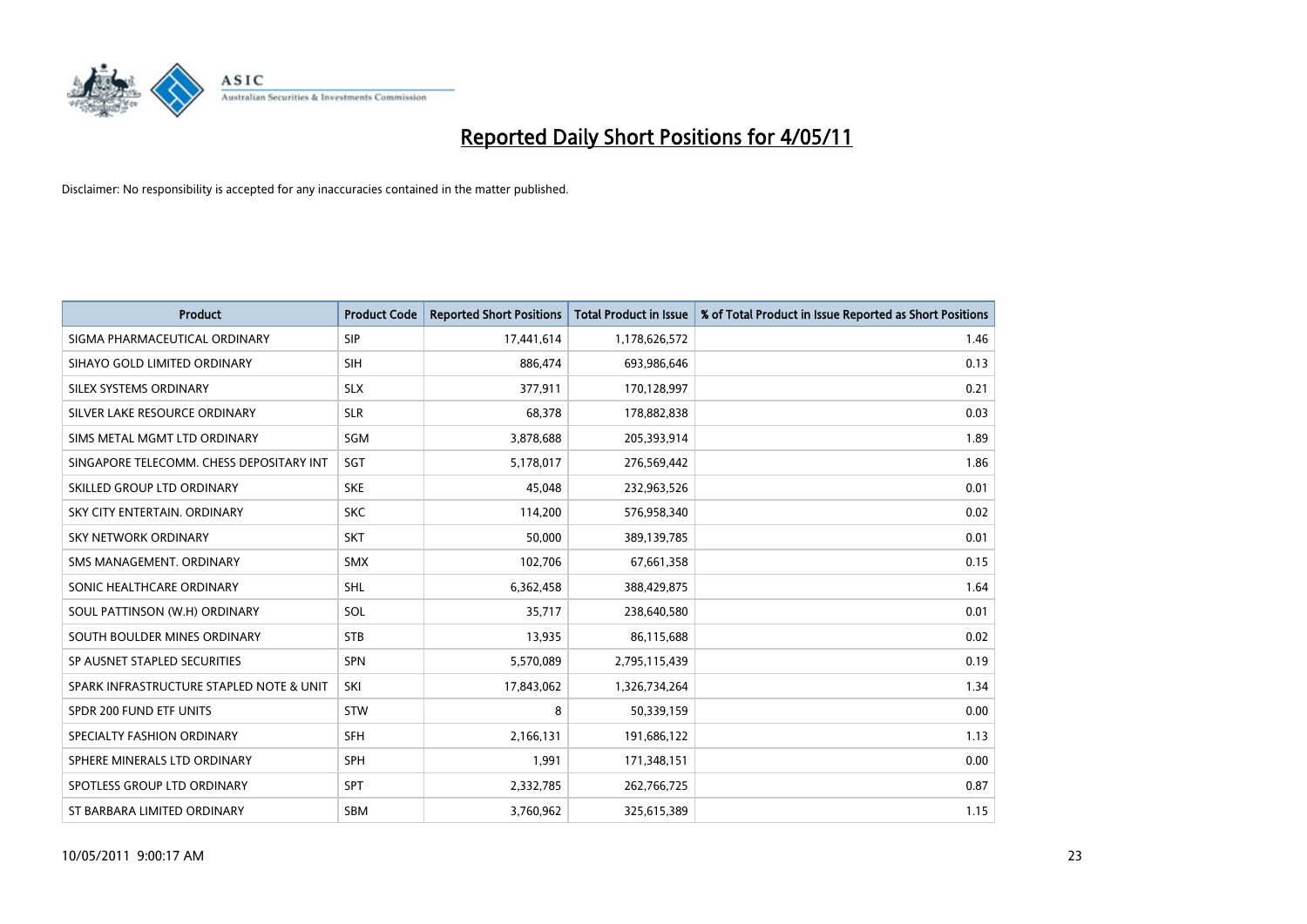# Reported Daily Short Positions for 4/05/11

Disclaimer: No responsibility is accepted for any inaccuracies contained in the matter published.

| Product | Product Code | Reported Short Positions | Total Product in Issue | % of Total Product in Issue Reported as Short Positions |
|---|---|---|---|---|
| SIGMA PHARMACEUTICAL ORDINARY | SIP | 17,441,614 | 1,178,626,572 | 1.46 |
| SIHAYO GOLD LIMITED ORDINARY | SIH | 886,474 | 693,986,646 | 0.13 |
| SILEX SYSTEMS ORDINARY | SLX | 377,911 | 170,128,997 | 0.21 |
| SILVER LAKE RESOURCE ORDINARY | SLR | 68,378 | 178,882,838 | 0.03 |
| SIMS METAL MGMT LTD ORDINARY | SGM | 3,878,688 | 205,393,914 | 1.89 |
| SINGAPORE TELECOMM. CHESS DEPOSITARY INT | SGT | 5,178,017 | 276,569,442 | 1.86 |
| SKILLED GROUP LTD ORDINARY | SKE | 45,048 | 232,963,526 | 0.01 |
| SKY CITY ENTERTAIN. ORDINARY | SKC | 114,200 | 576,958,340 | 0.02 |
| SKY NETWORK ORDINARY | SKT | 50,000 | 389,139,785 | 0.01 |
| SMS MANAGEMENT. ORDINARY | SMX | 102,706 | 67,661,358 | 0.15 |
| SONIC HEALTHCARE ORDINARY | SHL | 6,362,458 | 388,429,875 | 1.64 |
| SOUL PATTINSON (W.H) ORDINARY | SOL | 35,717 | 238,640,580 | 0.01 |
| SOUTH BOULDER MINES ORDINARY | STB | 13,935 | 86,115,688 | 0.02 |
| SP AUSNET STAPLED SECURITIES | SPN | 5,570,089 | 2,795,115,439 | 0.19 |
| SPARK INFRASTRUCTURE STAPLED NOTE & UNIT | SKI | 17,843,062 | 1,326,734,264 | 1.34 |
| SPDR 200 FUND ETF UNITS | STW | 8 | 50,339,159 | 0.00 |
| SPECIALTY FASHION ORDINARY | SFH | 2,166,131 | 191,686,122 | 1.13 |
| SPHERE MINERALS LTD ORDINARY | SPH | 1,991 | 171,348,151 | 0.00 |
| SPOTLESS GROUP LTD ORDINARY | SPT | 2,332,785 | 262,766,725 | 0.87 |
| ST BARBARA LIMITED ORDINARY | SBM | 3,760,962 | 325,615,389 | 1.15 |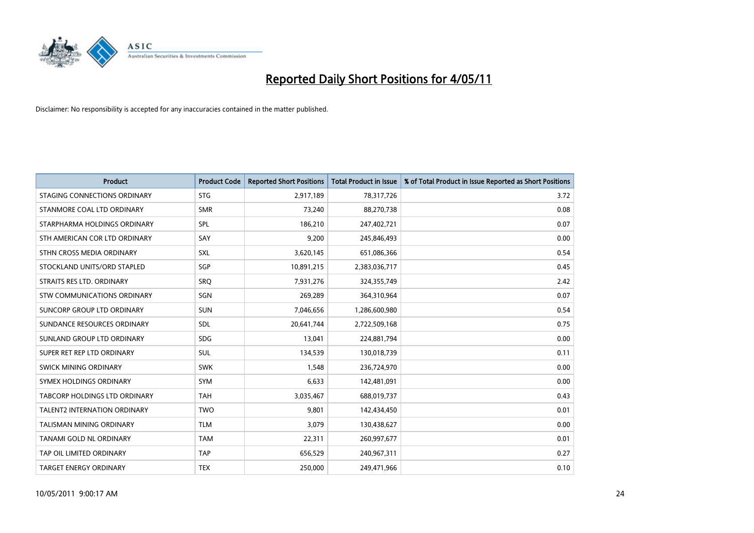# Reported Daily Short Positions for 4/05/11

Disclaimer: No responsibility is accepted for any inaccuracies contained in the matter published.

| Product | Product Code | Reported Short Positions | Total Product in Issue | % of Total Product in Issue Reported as Short Positions |
| --- | --- | --- | --- | --- |
| STAGING CONNECTIONS ORDINARY | STG | 2,917,189 | 78,317,726 | 3.72 |
| STANMORE COAL LTD ORDINARY | SMR | 73,240 | 88,270,738 | 0.08 |
| STARPHARMA HOLDINGS ORDINARY | SPL | 186,210 | 247,402,721 | 0.07 |
| STH AMERICAN COR LTD ORDINARY | SAY | 9,200 | 245,846,493 | 0.00 |
| STHN CROSS MEDIA ORDINARY | SXL | 3,620,145 | 651,086,366 | 0.54 |
| STOCKLAND UNITS/ORD STAPLED | SGP | 10,891,215 | 2,383,036,717 | 0.45 |
| STRAITS RES LTD. ORDINARY | SRQ | 7,931,276 | 324,355,749 | 2.42 |
| STW COMMUNICATIONS ORDINARY | SGN | 269,289 | 364,310,964 | 0.07 |
| SUNCORP GROUP LTD ORDINARY | SUN | 7,046,656 | 1,286,600,980 | 0.54 |
| SUNDANCE RESOURCES ORDINARY | SDL | 20,641,744 | 2,722,509,168 | 0.75 |
| SUNLAND GROUP LTD ORDINARY | SDG | 13,041 | 224,881,794 | 0.00 |
| SUPER RET REP LTD ORDINARY | SUL | 134,539 | 130,018,739 | 0.11 |
| SWICK MINING ORDINARY | SWK | 1,548 | 236,724,970 | 0.00 |
| SYMEX HOLDINGS ORDINARY | SYM | 6,633 | 142,481,091 | 0.00 |
| TABCORP HOLDINGS LTD ORDINARY | TAH | 3,035,467 | 688,019,737 | 0.43 |
| TALENT2 INTERNATION ORDINARY | TWO | 9,801 | 142,434,450 | 0.01 |
| TALISMAN MINING ORDINARY | TLM | 3,079 | 130,438,627 | 0.00 |
| TANAMI GOLD NL ORDINARY | TAM | 22,311 | 260,997,677 | 0.01 |
| TAP OIL LIMITED ORDINARY | TAP | 656,529 | 240,967,311 | 0.27 |
| TARGET ENERGY ORDINARY | TEX | 250,000 | 249,471,966 | 0.10 |

10/05/2011 9:00:17 AM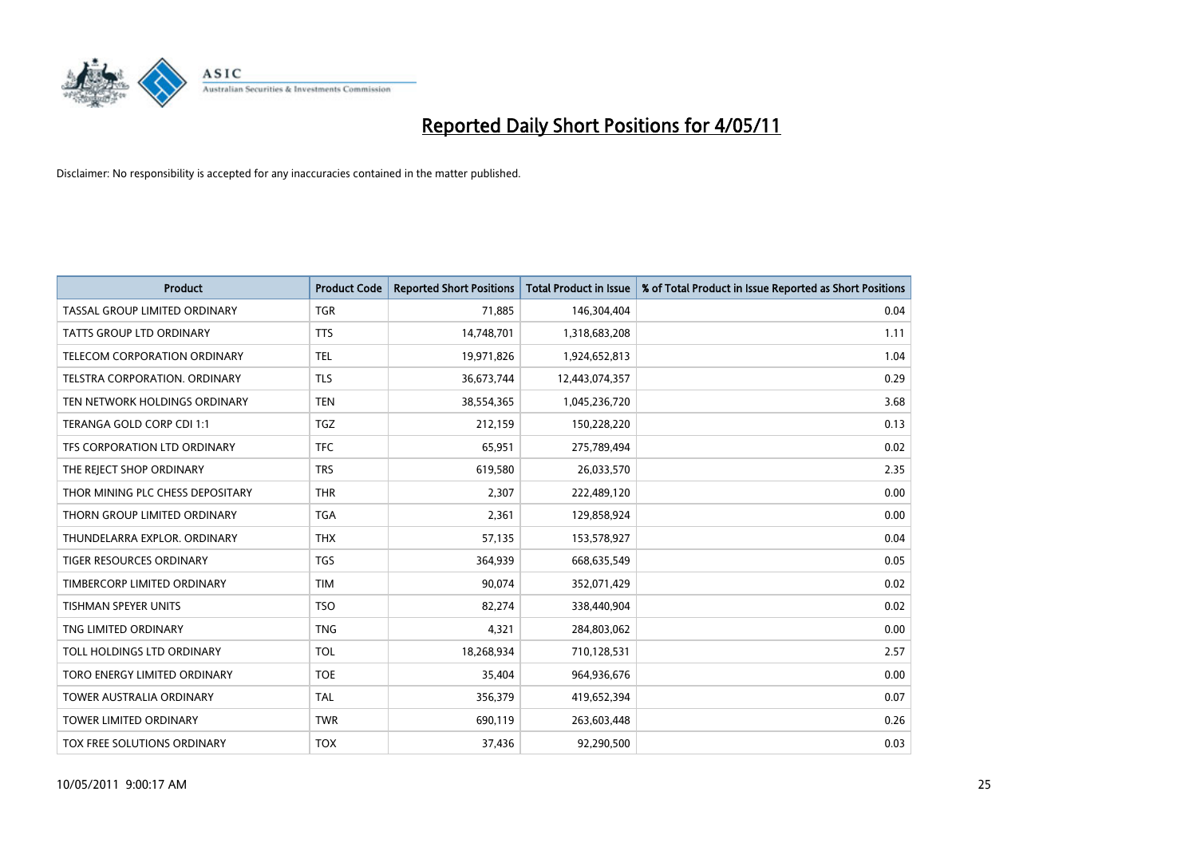# Reported Daily Short Positions for 4/05/11

Disclaimer: No responsibility is accepted for any inaccuracies contained in the matter published.

| Product | Product Code | Reported Short Positions | Total Product in Issue | % of Total Product in Issue Reported as Short Positions |
|---|---|---|---|---|
| TASSAL GROUP LIMITED ORDINARY | TGR | 71,885 | 146,304,404 | 0.04 |
| TATTS GROUP LTD ORDINARY | TTS | 14,748,701 | 1,318,683,208 | 1.11 |
| TELECOM CORPORATION ORDINARY | TEL | 19,971,826 | 1,924,652,813 | 1.04 |
| TELSTRA CORPORATION. ORDINARY | TLS | 36,673,744 | 12,443,074,357 | 0.29 |
| TEN NETWORK HOLDINGS ORDINARY | TEN | 38,554,365 | 1,045,236,720 | 3.68 |
| TERANGA GOLD CORP CDI 1:1 | TGZ | 212,159 | 150,228,220 | 0.13 |
| TFS CORPORATION LTD ORDINARY | TFC | 65,951 | 275,789,494 | 0.02 |
| THE REJECT SHOP ORDINARY | TRS | 619,580 | 26,033,570 | 2.35 |
| THOR MINING PLC CHESS DEPOSITARY | THR | 2,307 | 222,489,120 | 0.00 |
| THORN GROUP LIMITED ORDINARY | TGA | 2,361 | 129,858,924 | 0.00 |
| THUNDELARRA EXPLOR. ORDINARY | THX | 57,135 | 153,578,927 | 0.04 |
| TIGER RESOURCES ORDINARY | TGS | 364,939 | 668,635,549 | 0.05 |
| TIMBERCORP LIMITED ORDINARY | TIM | 90,074 | 352,071,429 | 0.02 |
| TISHMAN SPEYER UNITS | TSO | 82,274 | 338,440,904 | 0.02 |
| TNG LIMITED ORDINARY | TNG | 4,321 | 284,803,062 | 0.00 |
| TOLL HOLDINGS LTD ORDINARY | TOL | 18,268,934 | 710,128,531 | 2.57 |
| TORO ENERGY LIMITED ORDINARY | TOE | 35,404 | 964,936,676 | 0.00 |
| TOWER AUSTRALIA ORDINARY | TAL | 356,379 | 419,652,394 | 0.07 |
| TOWER LIMITED ORDINARY | TWR | 690,119 | 263,603,448 | 0.26 |
| TOX FREE SOLUTIONS ORDINARY | TOX | 37,436 | 92,290,500 | 0.03 |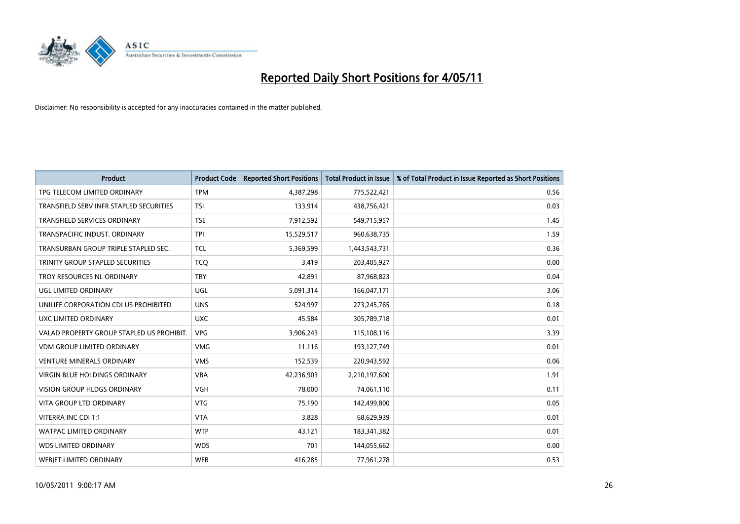# Reported Daily Short Positions for 4/05/11

Disclaimer: No responsibility is accepted for any inaccuracies contained in the matter published.

| Product | Product Code | Reported Short Positions | Total Product in Issue | % of Total Product in Issue Reported as Short Positions |
|---|---|---|---|---|
| TPG TELECOM LIMITED ORDINARY | TPM | 4,387,298 | 775,522,421 | 0.56 |
| TRANSFIELD SERV INFR STAPLED SECURITIES | TSI | 133,914 | 438,756,421 | 0.03 |
| TRANSFIELD SERVICES ORDINARY | TSE | 7,912,592 | 549,715,957 | 1.45 |
| TRANSPACIFIC INDUST. ORDINARY | TPI | 15,529,517 | 960,638,735 | 1.59 |
| TRANSURBAN GROUP TRIPLE STAPLED SEC. | TCL | 5,369,599 | 1,443,543,731 | 0.36 |
| TRINITY GROUP STAPLED SECURITIES | TCQ | 3,419 | 203,405,927 | 0.00 |
| TROY RESOURCES NL ORDINARY | TRY | 42,891 | 87,968,823 | 0.04 |
| UGL LIMITED ORDINARY | UGL | 5,091,314 | 166,047,171 | 3.06 |
| UNILIFE CORPORATION CDI US PROHIBITED | UNS | 524,997 | 273,245,765 | 0.18 |
| UXC LIMITED ORDINARY | UXC | 45,584 | 305,789,718 | 0.01 |
| VALAD PROPERTY GROUP STAPLED US PROHIBIT. | VPG | 3,906,243 | 115,108,116 | 3.39 |
| VDM GROUP LIMITED ORDINARY | VMG | 11,116 | 193,127,749 | 0.01 |
| VENTURE MINERALS ORDINARY | VMS | 152,539 | 220,943,592 | 0.06 |
| VIRGIN BLUE HOLDINGS ORDINARY | VBA | 42,236,903 | 2,210,197,600 | 1.91 |
| VISION GROUP HLDGS ORDINARY | VGH | 78,000 | 74,061,110 | 0.11 |
| VITA GROUP LTD ORDINARY | VTG | 75,190 | 142,499,800 | 0.05 |
| VITERRA INC CDI 1:1 | VTA | 3,828 | 68,629,939 | 0.01 |
| WATPAC LIMITED ORDINARY | WTP | 43,121 | 183,341,382 | 0.01 |
| WDS LIMITED ORDINARY | WDS | 701 | 144,055,662 | 0.00 |
| WEBJET LIMITED ORDINARY | WEB | 416,285 | 77,961,278 | 0.53 |

10/05/2011 9:00:17 AM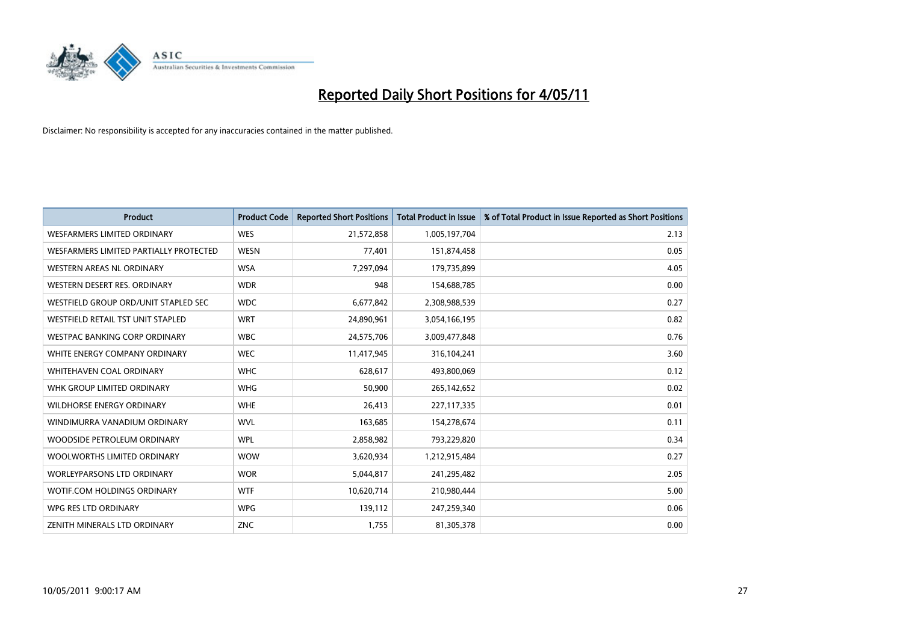# Reported Daily Short Positions for 4/05/11

Disclaimer: No responsibility is accepted for any inaccuracies contained in the matter published.

| Product | Product Code | Reported Short Positions | Total Product in Issue | % of Total Product in Issue Reported as Short Positions |
|---|---|---|---|---|
| WESFARMERS LIMITED ORDINARY | WES | 21,572,858 | 1,005,197,704 | 2.13 |
| WESFARMERS LIMITED PARTIALLY PROTECTED | WESN | 77,401 | 151,874,458 | 0.05 |
| WESTERN AREAS NL ORDINARY | WSA | 7,297,094 | 179,735,899 | 4.05 |
| WESTERN DESERT RES. ORDINARY | WDR | 948 | 154,688,785 | 0.00 |
| WESTFIELD GROUP ORD/UNIT STAPLED SEC | WDC | 6,677,842 | 2,308,988,539 | 0.27 |
| WESTFIELD RETAIL TST UNIT STAPLED | WRT | 24,890,961 | 3,054,166,195 | 0.82 |
| WESTPAC BANKING CORP ORDINARY | WBC | 24,575,706 | 3,009,477,848 | 0.76 |
| WHITE ENERGY COMPANY ORDINARY | WEC | 11,417,945 | 316,104,241 | 3.60 |
| WHITEHAVEN COAL ORDINARY | WHC | 628,617 | 493,800,069 | 0.12 |
| WHK GROUP LIMITED ORDINARY | WHG | 50,900 | 265,142,652 | 0.02 |
| WILDHORSE ENERGY ORDINARY | WHE | 26,413 | 227,117,335 | 0.01 |
| WINDIMURRA VANADIUM ORDINARY | WVL | 163,685 | 154,278,674 | 0.11 |
| WOODSIDE PETROLEUM ORDINARY | WPL | 2,858,982 | 793,229,820 | 0.34 |
| WOOLWORTHS LIMITED ORDINARY | WOW | 3,620,934 | 1,212,915,484 | 0.27 |
| WORLEYPARSONS LTD ORDINARY | WOR | 5,044,817 | 241,295,482 | 2.05 |
| WOTIF.COM HOLDINGS ORDINARY | WTF | 10,620,714 | 210,980,444 | 5.00 |
| WPG RES LTD ORDINARY | WPG | 139,112 | 247,259,340 | 0.06 |
| ZENITH MINERALS LTD ORDINARY | ZNC | 1,755 | 81,305,378 | 0.00 |